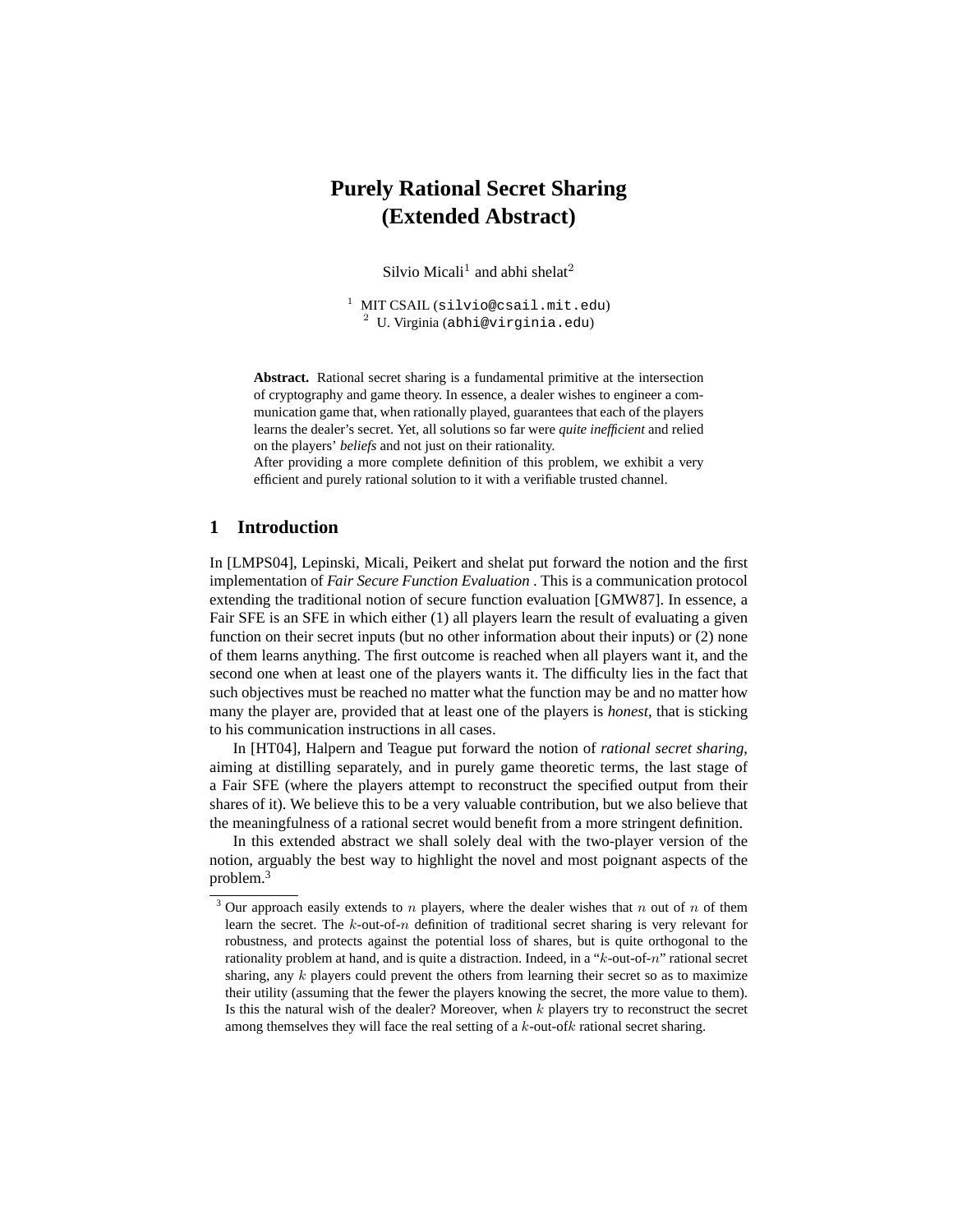# Purely Rational Secret Sharing (Extended Abstract)

Silvio Micali[1] and abhi shelat[2]

[1] MIT CSAIL (silvio@csail.mit.edu)
[2] U. Virginia (abhi@virginia.edu)

**Abstract.** Rational secret sharing is a fundamental primitive at the intersection of cryptography and game theory. In essence, a dealer wishes to engineer a communication game that, when rationally played, guarantees that each of the players learns the dealer's secret. Yet, all solutions so far were *quite inefficient* and relied on the players' *beliefs* and not just on their rationality.
After providing a more complete definition of this problem, we exhibit a very efficient and purely rational solution to it with a verifiable trusted channel.

## 1 Introduction

In [LMPS04], Lepinski, Micali, Peikert and shelat put forward the notion and the first implementation of *Fair Secure Function Evaluation* . This is a communication protocol extending the traditional notion of secure function evaluation [GMW87]. In essence, a Fair SFE is an SFE in which either (1) all players learn the result of evaluating a given function on their secret inputs (but no other information about their inputs) or (2) none of them learns anything. The first outcome is reached when all players want it, and the second one when at least one of the players wants it. The difficulty lies in the fact that such objectives must be reached no matter what the function may be and no matter how many the player are, provided that at least one of the players is *honest*, that is sticking to his communication instructions in all cases.

In [HT04], Halpern and Teague put forward the notion of *rational secret sharing*, aiming at distilling separately, and in purely game theoretic terms, the last stage of a Fair SFE (where the players attempt to reconstruct the specified output from their shares of it). We believe this to be a very valuable contribution, but we also believe that the meaningfulness of a rational secret would benefit from a more stringent definition.

In this extended abstract we shall solely deal with the two-player version of the notion, arguably the best way to highlight the novel and most poignant aspects of the problem.[3]

[3] Our approach easily extends to $n$ players, where the dealer wishes that $n$ out of $n$ of them learn the secret. The $k$-out-of-$n$ definition of traditional secret sharing is very relevant for robustness, and protects against the potential loss of shares, but is quite orthogonal to the rationality problem at hand, and is quite a distraction. Indeed, in a "$k$-out-of-$n$" rational secret sharing, any $k$ players could prevent the others from learning their secret so as to maximize their utility (assuming that the fewer the players knowing the secret, the more value to them). Is this the natural wish of the dealer? Moreover, when $k$ players try to reconstruct the secret among themselves they will face the real setting of a $k$-out-of$k$ rational secret sharing.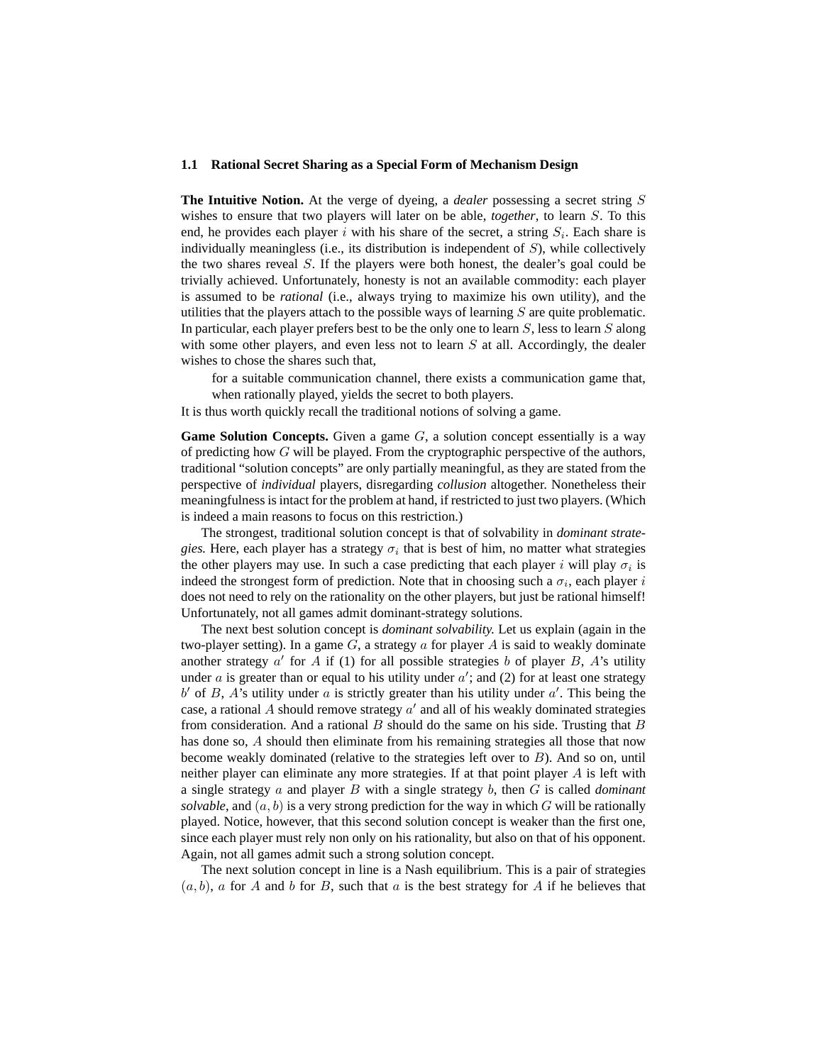### 1.1 Rational Secret Sharing as a Special Form of Mechanism Design

**The Intuitive Notion.** At the verge of dyeing, a *dealer* possessing a secret string $S$ wishes to ensure that two players will later on be able, *together*, to learn $S$. To this end, he provides each player $i$ with his share of the secret, a string $S_i$. Each share is individually meaningless (i.e., its distribution is independent of $S$), while collectively the two shares reveal $S$. If the players were both honest, the dealer's goal could be trivially achieved. Unfortunately, honesty is not an available commodity: each player is assumed to be *rational* (i.e., always trying to maximize his own utility), and the utilities that the players attach to the possible ways of learning $S$ are quite problematic. In particular, each player prefers best to be the only one to learn $S$, less to learn $S$ along with some other players, and even less not to learn $S$ at all. Accordingly, the dealer wishes to chose the shares such that,

> for a suitable communication channel, there exists a communication game that, when rationally played, yields the secret to both players.

It is thus worth quickly recall the traditional notions of solving a game.

**Game Solution Concepts.** Given a game $G$, a solution concept essentially is a way of predicting how $G$ will be played. From the cryptographic perspective of the authors, traditional "solution concepts" are only partially meaningful, as they are stated from the perspective of *individual* players, disregarding *collusion* altogether. Nonetheless their meaningfulness is intact for the problem at hand, if restricted to just two players. (Which is indeed a main reasons to focus on this restriction.)

The strongest, traditional solution concept is that of solvability in *dominant strategies.* Here, each player has a strategy $\sigma_i$ that is best of him, no matter what strategies the other players may use. In such a case predicting that each player $i$ will play $\sigma_i$ is indeed the strongest form of prediction. Note that in choosing such a $\sigma_i$, each player $i$ does not need to rely on the rationality on the other players, but just be rational himself! Unfortunately, not all games admit dominant-strategy solutions.

The next best solution concept is *dominant solvability.* Let us explain (again in the two-player setting). In a game $G$, a strategy $a$ for player $A$ is said to weakly dominate another strategy $a'$ for $A$ if (1) for all possible strategies $b$ of player $B$, $A$'s utility under $a$ is greater than or equal to his utility under $a'$; and (2) for at least one strategy $b'$ of $B$, $A$'s utility under $a$ is strictly greater than his utility under $a'$. This being the case, a rational $A$ should remove strategy $a'$ and all of his weakly dominated strategies from consideration. And a rational $B$ should do the same on his side. Trusting that $B$ has done so, $A$ should then eliminate from his remaining strategies all those that now become weakly dominated (relative to the strategies left over to $B$). And so on, until neither player can eliminate any more strategies. If at that point player $A$ is left with a single strategy $a$ and player $B$ with a single strategy $b$, then $G$ is called *dominant solvable*, and $(a, b)$ is a very strong prediction for the way in which $G$ will be rationally played. Notice, however, that this second solution concept is weaker than the first one, since each player must rely non only on his rationality, but also on that of his opponent. Again, not all games admit such a strong solution concept.

The next solution concept in line is a Nash equilibrium. This is a pair of strategies $(a, b)$, $a$ for $A$ and $b$ for $B$, such that $a$ is the best strategy for $A$ if he believes that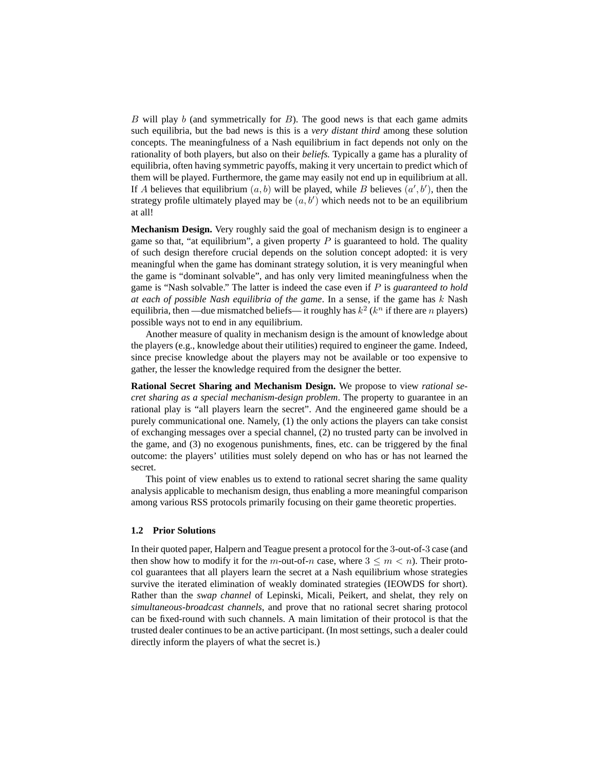$B$ will play $b$ (and symmetrically for $B$). The good news is that each game admits such equilibria, but the bad news is this is a *very distant third* among these solution concepts. The meaningfulness of a Nash equilibrium in fact depends not only on the rationality of both players, but also on their *beliefs*. Typically a game has a plurality of equilibria, often having symmetric payoffs, making it very uncertain to predict which of them will be played. Furthermore, the game may easily not end up in equilibrium at all. If $A$ believes that equilibrium $(a, b)$ will be played, while $B$ believes $(a', b')$, then the strategy profile ultimately played may be $(a, b')$ which needs not to be an equilibrium at all!

**Mechanism Design.** Very roughly said the goal of mechanism design is to engineer a game so that, "at equilibrium", a given property $P$ is guaranteed to hold. The quality of such design therefore crucial depends on the solution concept adopted: it is very meaningful when the game has dominant strategy solution, it is very meaningful when the game is "dominant solvable", and has only very limited meaningfulness when the game is "Nash solvable." The latter is indeed the case even if $P$ is *guaranteed to hold at each of possible Nash equilibria of the game*. In a sense, if the game has $k$ Nash equilibria, then —due mismatched beliefs— it roughly has $k^2$ ($k^n$ if there are $n$ players) possible ways not to end in any equilibrium.

Another measure of quality in mechanism design is the amount of knowledge about the players (e.g., knowledge about their utilities) required to engineer the game. Indeed, since precise knowledge about the players may not be available or too expensive to gather, the lesser the knowledge required from the designer the better.

**Rational Secret Sharing and Mechanism Design.** We propose to view *rational secret sharing as a special mechanism-design problem*. The property to guarantee in an rational play is "all players learn the secret". And the engineered game should be a purely communicational one. Namely, (1) the only actions the players can take consist of exchanging messages over a special channel, (2) no trusted party can be involved in the game, and (3) no exogenous punishments, fines, etc. can be triggered by the final outcome: the players' utilities must solely depend on who has or has not learned the secret.

This point of view enables us to extend to rational secret sharing the same quality analysis applicable to mechanism design, thus enabling a more meaningful comparison among various RSS protocols primarily focusing on their game theoretic properties.

### 1.2 Prior Solutions

In their quoted paper, Halpern and Teague present a protocol for the 3-out-of-3 case (and then show how to modify it for the $m$-out-of-$n$ case, where $3 \leq m < n$). Their protocol guarantees that all players learn the secret at a Nash equilibrium whose strategies survive the iterated elimination of weakly dominated strategies (IEOWDS for short). Rather than the *swap channel* of Lepinski, Micali, Peikert, and shelat, they rely on *simultaneous-broadcast channels*, and prove that no rational secret sharing protocol can be fixed-round with such channels. A main limitation of their protocol is that the trusted dealer continues to be an active participant. (In most settings, such a dealer could directly inform the players of what the secret is.)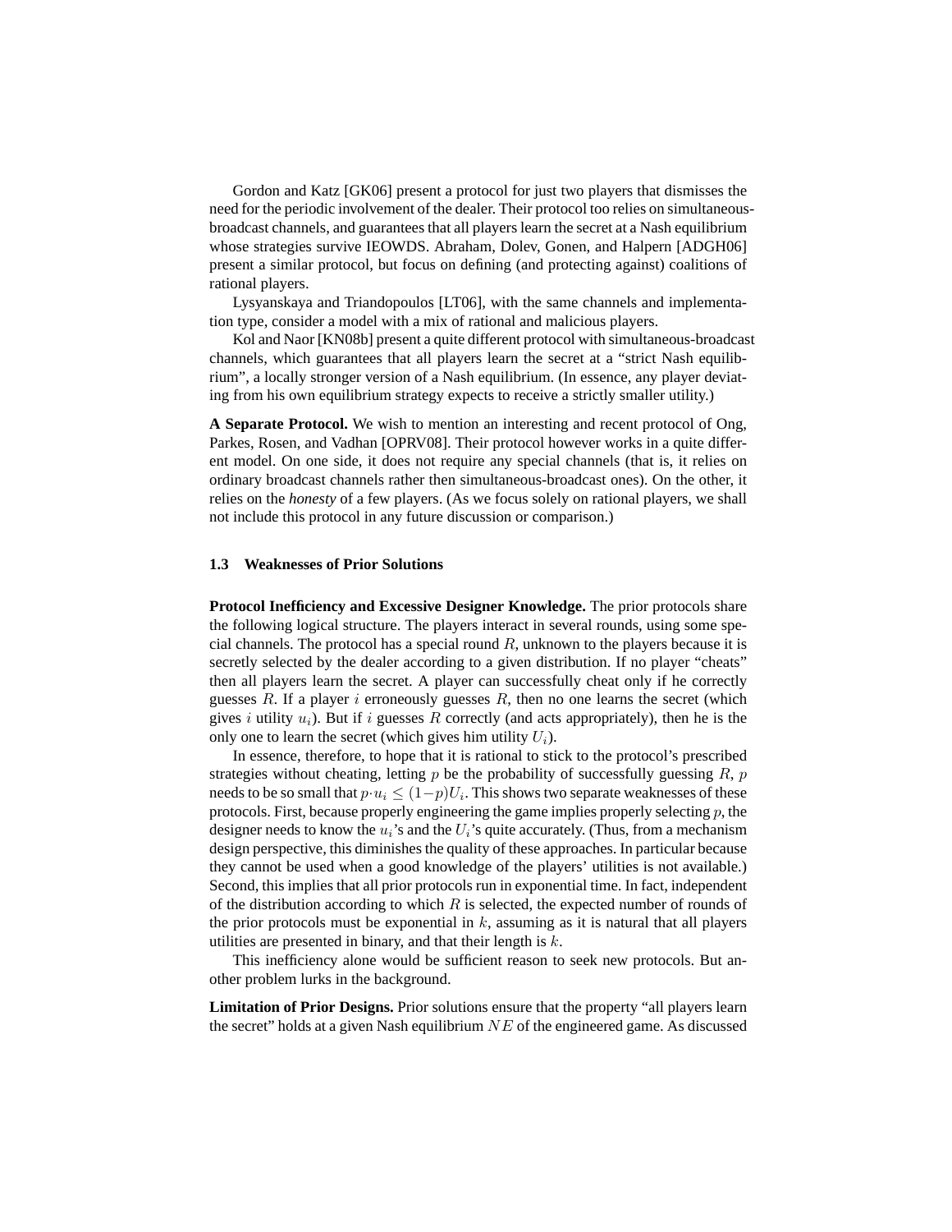Gordon and Katz [GK06] present a protocol for just two players that dismisses the need for the periodic involvement of the dealer. Their protocol too relies on simultaneous-broadcast channels, and guarantees that all players learn the secret at a Nash equilibrium whose strategies survive IEOWDS. Abraham, Dolev, Gonen, and Halpern [ADGH06] present a similar protocol, but focus on defining (and protecting against) coalitions of rational players.

Lysyanskaya and Triandopoulos [LT06], with the same channels and implementation type, consider a model with a mix of rational and malicious players.

Kol and Naor [KN08b] present a quite different protocol with simultaneous-broadcast channels, which guarantees that all players learn the secret at a "strict Nash equilibrium", a locally stronger version of a Nash equilibrium. (In essence, any player deviating from his own equilibrium strategy expects to receive a strictly smaller utility.)

**A Separate Protocol.** We wish to mention an interesting and recent protocol of Ong, Parkes, Rosen, and Vadhan [OPRV08]. Their protocol however works in a quite different model. On one side, it does not require any special channels (that is, it relies on ordinary broadcast channels rather then simultaneous-broadcast ones). On the other, it relies on the *honesty* of a few players. (As we focus solely on rational players, we shall not include this protocol in any future discussion or comparison.)

### 1.3 Weaknesses of Prior Solutions

**Protocol Inefficiency and Excessive Designer Knowledge.** The prior protocols share the following logical structure. The players interact in several rounds, using some special channels. The protocol has a special round $R$, unknown to the players because it is secretly selected by the dealer according to a given distribution. If no player "cheats" then all players learn the secret. A player can successfully cheat only if he correctly guesses $R$. If a player $i$ erroneously guesses $R$, then no one learns the secret (which gives $i$ utility $u_i$). But if $i$ guesses $R$ correctly (and acts appropriately), then he is the only one to learn the secret (which gives him utility $U_i$).

In essence, therefore, to hope that it is rational to stick to the protocol's prescribed strategies without cheating, letting $p$ be the probability of successfully guessing $R$, $p$ needs to be so small that $p \cdot u_i \leq (1-p)U_i$. This shows two separate weaknesses of these protocols. First, because properly engineering the game implies properly selecting $p$, the designer needs to know the $u_i$'s and the $U_i$'s quite accurately. (Thus, from a mechanism design perspective, this diminishes the quality of these approaches. In particular because they cannot be used when a good knowledge of the players' utilities is not available.) Second, this implies that all prior protocols run in exponential time. In fact, independent of the distribution according to which $R$ is selected, the expected number of rounds of the prior protocols must be exponential in $k$, assuming as it is natural that all players utilities are presented in binary, and that their length is $k$.

This inefficiency alone would be sufficient reason to seek new protocols. But another problem lurks in the background.

**Limitation of Prior Designs.** Prior solutions ensure that the property "all players learn the secret" holds at a given Nash equilibrium $NE$ of the engineered game. As discussed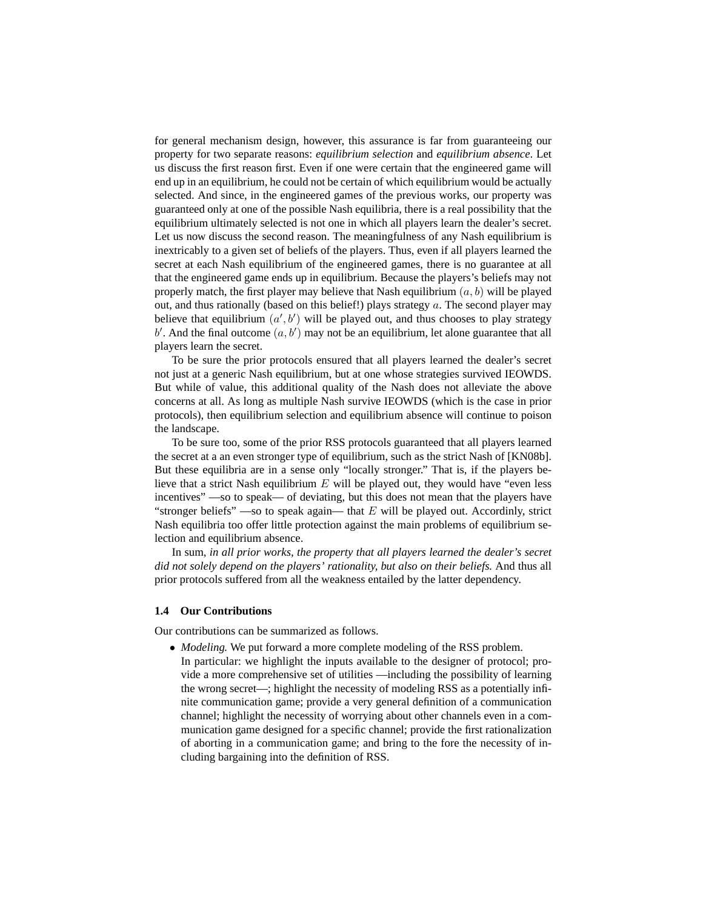for general mechanism design, however, this assurance is far from guaranteeing our property for two separate reasons: *equilibrium selection* and *equilibrium absence*. Let us discuss the first reason first. Even if one were certain that the engineered game will end up in an equilibrium, he could not be certain of which equilibrium would be actually selected. And since, in the engineered games of the previous works, our property was guaranteed only at one of the possible Nash equilibria, there is a real possibility that the equilibrium ultimately selected is not one in which all players learn the dealer's secret. Let us now discuss the second reason. The meaningfulness of any Nash equilibrium is inextricably to a given set of beliefs of the players. Thus, even if all players learned the secret at each Nash equilibrium of the engineered games, there is no guarantee at all that the engineered game ends up in equilibrium. Because the players's beliefs may not properly match, the first player may believe that Nash equilibrium $(a, b)$ will be played out, and thus rationally (based on this belief!) plays strategy $a$. The second player may believe that equilibrium $(a', b')$ will be played out, and thus chooses to play strategy $b'$. And the final outcome $(a, b')$ may not be an equilibrium, let alone guarantee that all players learn the secret.

To be sure the prior protocols ensured that all players learned the dealer's secret not just at a generic Nash equilibrium, but at one whose strategies survived IEOWDS. But while of value, this additional quality of the Nash does not alleviate the above concerns at all. As long as multiple Nash survive IEOWDS (which is the case in prior protocols), then equilibrium selection and equilibrium absence will continue to poison the landscape.

To be sure too, some of the prior RSS protocols guaranteed that all players learned the secret at a an even stronger type of equilibrium, such as the strict Nash of [KN08b]. But these equilibria are in a sense only "locally stronger." That is, if the players believe that a strict Nash equilibrium $E$ will be played out, they would have "even less incentives" —so to speak— of deviating, but this does not mean that the players have "stronger beliefs" —so to speak again— that $E$ will be played out. Accordinly, strict Nash equilibria too offer little protection against the main problems of equilibrium selection and equilibrium absence.

In sum, *in all prior works, the property that all players learned the dealer's secret did not solely depend on the players' rationality, but also on their beliefs.* And thus all prior protocols suffered from all the weakness entailed by the latter dependency.

### 1.4 Our Contributions

Our contributions can be summarized as follows.

- *Modeling.* We put forward a more complete modeling of the RSS problem.
  In particular: we highlight the inputs available to the designer of protocol; provide a more comprehensive set of utilities —including the possibility of learning the wrong secret—; highlight the necessity of modeling RSS as a potentially infinite communication game; provide a very general definition of a communication channel; highlight the necessity of worrying about other channels even in a communication game designed for a specific channel; provide the first rationalization of aborting in a communication game; and bring to the fore the necessity of including bargaining into the definition of RSS.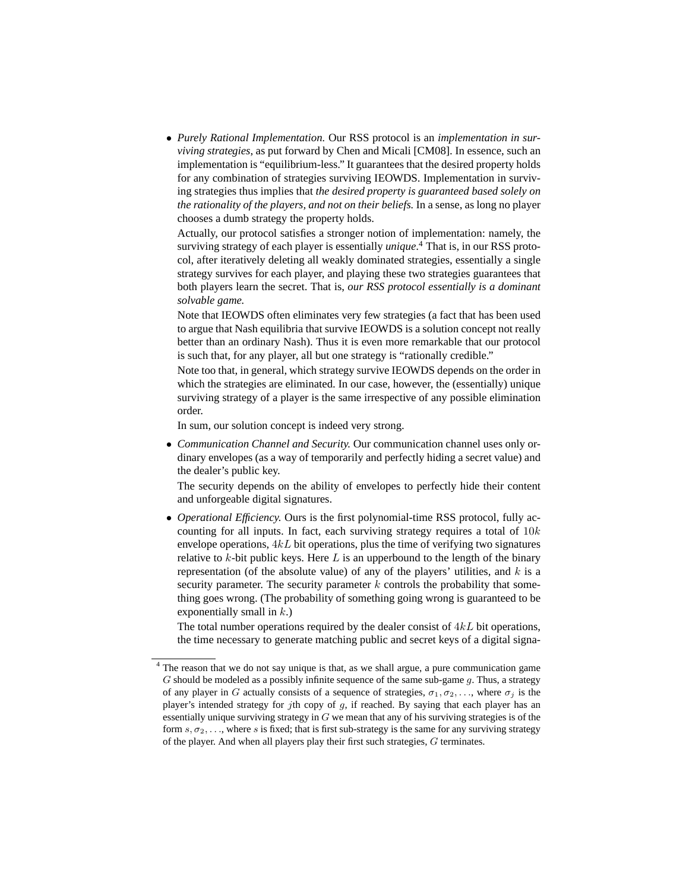- *Purely Rational Implementation.* Our RSS protocol is an *implementation in surviving strategies*, as put forward by Chen and Micali [CM08]. In essence, such an implementation is "equilibrium-less." It guarantees that the desired property holds for any combination of strategies surviving IEOWDS. Implementation in surviving strategies thus implies that *the desired property is guaranteed based solely on the rationality of the players, and not on their beliefs.* In a sense, as long no player chooses a dumb strategy the property holds.

  Actually, our protocol satisfies a stronger notion of implementation: namely, the surviving strategy of each player is essentially *unique*.[4] That is, in our RSS protocol, after iteratively deleting all weakly dominated strategies, essentially a single strategy survives for each player, and playing these two strategies guarantees that both players learn the secret. That is, *our RSS protocol essentially is a dominant solvable game.*

  Note that IEOWDS often eliminates very few strategies (a fact that has been used to argue that Nash equilibria that survive IEOWDS is a solution concept not really better than an ordinary Nash). Thus it is even more remarkable that our protocol is such that, for any player, all but one strategy is "rationally credible."

  Note too that, in general, which strategy survive IEOWDS depends on the order in which the strategies are eliminated. In our case, however, the (essentially) unique surviving strategy of a player is the same irrespective of any possible elimination order.

  In sum, our solution concept is indeed very strong.

- *Communication Channel and Security.* Our communication channel uses only ordinary envelopes (as a way of temporarily and perfectly hiding a secret value) and the dealer's public key.

  The security depends on the ability of envelopes to perfectly hide their content and unforgeable digital signatures.

- *Operational Efficiency.* Ours is the first polynomial-time RSS protocol, fully accounting for all inputs. In fact, each surviving strategy requires a total of $10k$ envelope operations, $4kL$ bit operations, plus the time of verifying two signatures relative to $k$-bit public keys. Here $L$ is an upperbound to the length of the binary representation (of the absolute value) of any of the players' utilities, and $k$ is a security parameter. The security parameter $k$ controls the probability that something goes wrong. (The probability of something going wrong is guaranteed to be exponentially small in $k$.)

  The total number operations required by the dealer consist of $4kL$ bit operations, the time necessary to generate matching public and secret keys of a digital signa-

[4] The reason that we do not say unique is that, as we shall argue, a pure communication game $G$ should be modeled as a possibly infinite sequence of the same sub-game $g$. Thus, a strategy of any player in $G$ actually consists of a sequence of strategies, $\sigma_1, \sigma_2, \ldots$, where $\sigma_j$ is the player's intended strategy for $j$th copy of $g$, if reached. By saying that each player has an essentially unique surviving strategy in $G$ we mean that any of his surviving strategies is of the form $s, \sigma_2, \ldots$, where $s$ is fixed; that is first sub-strategy is the same for any surviving strategy of the player. And when all players play their first such strategies, $G$ terminates.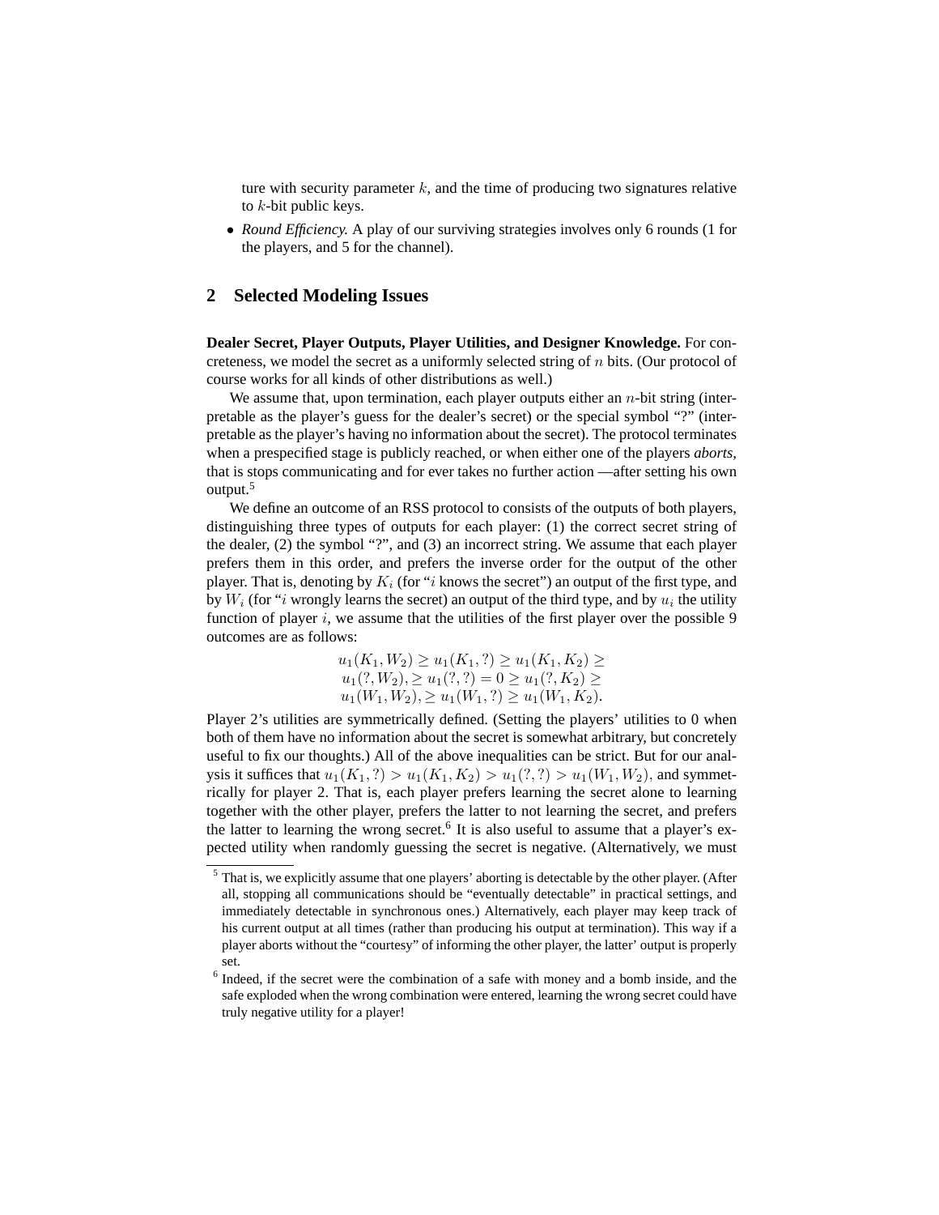ture with security parameter $k$, and the time of producing two signatures relative to $k$-bit public keys.

- *Round Efficiency.* A play of our surviving strategies involves only 6 rounds (1 for the players, and 5 for the channel).

## 2 Selected Modeling Issues

**Dealer Secret, Player Outputs, Player Utilities, and Designer Knowledge.** For concreteness, we model the secret as a uniformly selected string of $n$ bits. (Our protocol of course works for all kinds of other distributions as well.)

We assume that, upon termination, each player outputs either an $n$-bit string (interpretable as the player's guess for the dealer's secret) or the special symbol "?" (interpretable as the player's having no information about the secret). The protocol terminates when a prespecified stage is publicly reached, or when either one of the players *aborts,* that is stops communicating and for ever takes no further action —after setting his own output.[5]

We define an outcome of an RSS protocol to consists of the outputs of both players, distinguishing three types of outputs for each player: (1) the correct secret string of the dealer, (2) the symbol "?", and (3) an incorrect string. We assume that each player prefers them in this order, and prefers the inverse order for the output of the other player. That is, denoting by $K_i$ (for "$i$ knows the secret") an output of the first type, and by $W_i$ (for "$i$ wrongly learns the secret) an output of the third type, and by $u_i$ the utility function of player $i$, we assume that the utilities of the first player over the possible 9 outcomes are as follows:

$$u_1(K_1, W_2) \geq u_1(K_1, ?) \geq u_1(K_1, K_2) \geq$$
$$u_1(?, W_2), \geq u_1(?, ?) = 0 \geq u_1(?, K_2) \geq$$
$$u_1(W_1, W_2), \geq u_1(W_1, ?) \geq u_1(W_1, K_2).$$

Player 2's utilities are symmetrically defined. (Setting the players' utilities to 0 when both of them have no information about the secret is somewhat arbitrary, but concretely useful to fix our thoughts.) All of the above inequalities can be strict. But for our analysis it suffices that $u_1(K_1, ?) > u_1(K_1, K_2) > u_1(?, ?) > u_1(W_1, W_2)$, and symmetrically for player 2. That is, each player prefers learning the secret alone to learning together with the other player, prefers the latter to not learning the secret, and prefers the latter to learning the wrong secret.[6] It is also useful to assume that a player's expected utility when randomly guessing the secret is negative. (Alternatively, we must

[5] That is, we explicitly assume that one players' aborting is detectable by the other player. (After all, stopping all communications should be "eventually detectable" in practical settings, and immediately detectable in synchronous ones.) Alternatively, each player may keep track of his current output at all times (rather than producing his output at termination). This way if a player aborts without the "courtesy" of informing the other player, the latter' output is properly set.

[6] Indeed, if the secret were the combination of a safe with money and a bomb inside, and the safe exploded when the wrong combination were entered, learning the wrong secret could have truly negative utility for a player!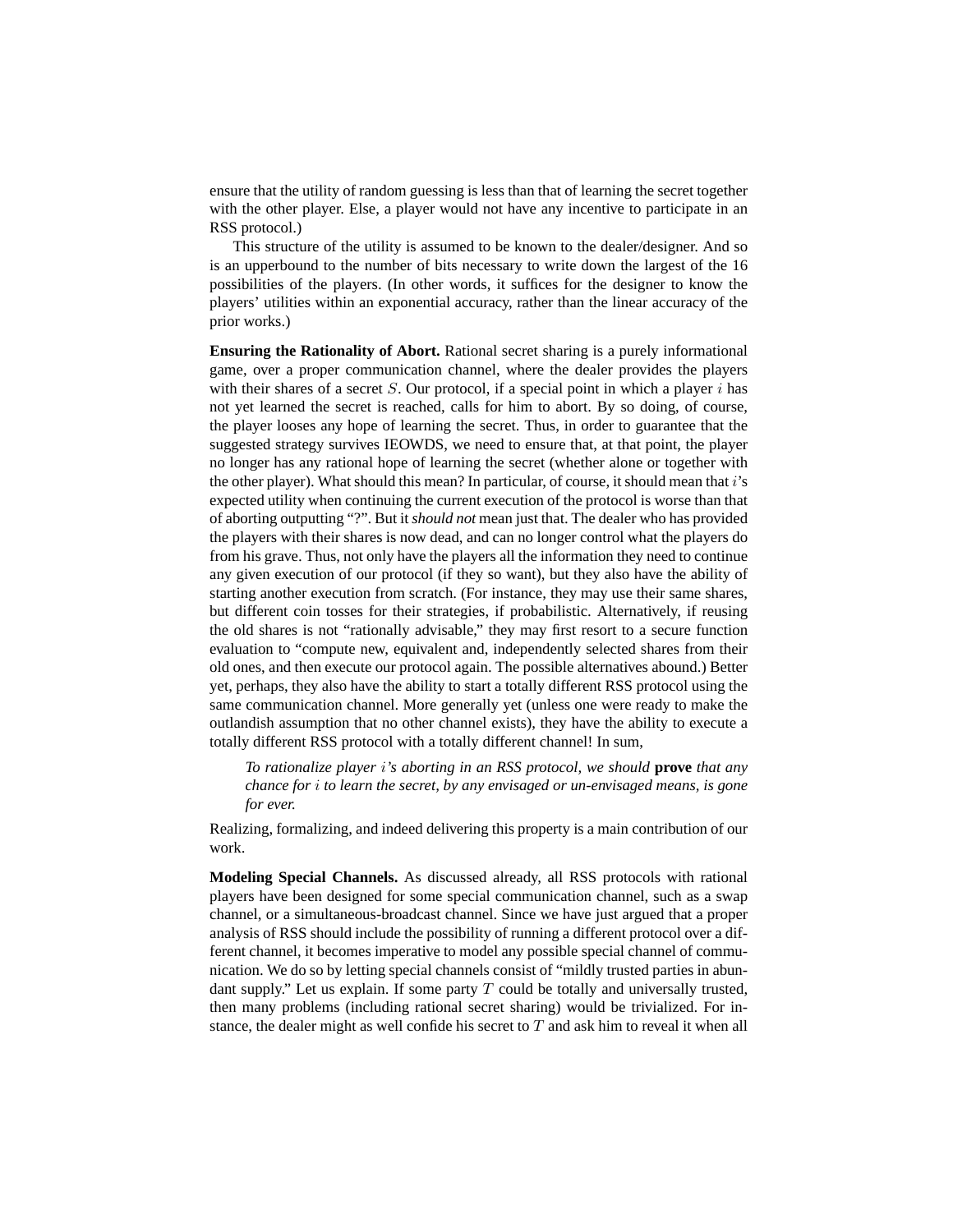ensure that the utility of random guessing is less than that of learning the secret together with the other player. Else, a player would not have any incentive to participate in an RSS protocol.)

This structure of the utility is assumed to be known to the dealer/designer. And so is an upperbound to the number of bits necessary to write down the largest of the 16 possibilities of the players. (In other words, it suffices for the designer to know the players' utilities within an exponential accuracy, rather than the linear accuracy of the prior works.)

**Ensuring the Rationality of Abort.** Rational secret sharing is a purely informational game, over a proper communication channel, where the dealer provides the players with their shares of a secret $S$. Our protocol, if a special point in which a player $i$ has not yet learned the secret is reached, calls for him to abort. By so doing, of course, the player looses any hope of learning the secret. Thus, in order to guarantee that the suggested strategy survives IEOWDS, we need to ensure that, at that point, the player no longer has any rational hope of learning the secret (whether alone or together with the other player). What should this mean? In particular, of course, it should mean that $i$'s expected utility when continuing the current execution of the protocol is worse than that of aborting outputting "?". But it *should not* mean just that. The dealer who has provided the players with their shares is now dead, and can no longer control what the players do from his grave. Thus, not only have the players all the information they need to continue any given execution of our protocol (if they so want), but they also have the ability of starting another execution from scratch. (For instance, they may use their same shares, but different coin tosses for their strategies, if probabilistic. Alternatively, if reusing the old shares is not "rationally advisable," they may first resort to a secure function evaluation to "compute new, equivalent and, independently selected shares from their old ones, and then execute our protocol again. The possible alternatives abound.) Better yet, perhaps, they also have the ability to start a totally different RSS protocol using the same communication channel. More generally yet (unless one were ready to make the outlandish assumption that no other channel exists), they have the ability to execute a totally different RSS protocol with a totally different channel! In sum,

> *To rationalize player $i$'s aborting in an RSS protocol, we should* **prove** *that any chance for $i$ to learn the secret, by any envisaged or un-envisaged means, is gone for ever.*

Realizing, formalizing, and indeed delivering this property is a main contribution of our work.

**Modeling Special Channels.** As discussed already, all RSS protocols with rational players have been designed for some special communication channel, such as a swap channel, or a simultaneous-broadcast channel. Since we have just argued that a proper analysis of RSS should include the possibility of running a different protocol over a different channel, it becomes imperative to model any possible special channel of communication. We do so by letting special channels consist of "mildly trusted parties in abundant supply." Let us explain. If some party $T$ could be totally and universally trusted, then many problems (including rational secret sharing) would be trivialized. For instance, the dealer might as well confide his secret to $T$ and ask him to reveal it when all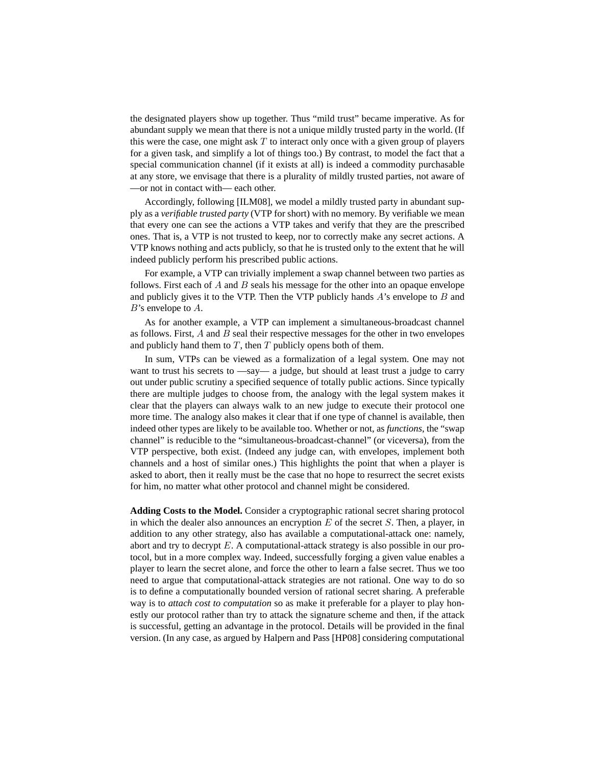the designated players show up together. Thus "mild trust" became imperative. As for abundant supply we mean that there is not a unique mildly trusted party in the world. (If this were the case, one might ask $T$ to interact only once with a given group of players for a given task, and simplify a lot of things too.) By contrast, to model the fact that a special communication channel (if it exists at all) is indeed a commodity purchasable at any store, we envisage that there is a plurality of mildly trusted parties, not aware of —or not in contact with— each other.

Accordingly, following [ILM08], we model a mildly trusted party in abundant supply as a *verifiable trusted party* (VTP for short) with no memory. By verifiable we mean that every one can see the actions a VTP takes and verify that they are the prescribed ones. That is, a VTP is not trusted to keep, nor to correctly make any secret actions. A VTP knows nothing and acts publicly, so that he is trusted only to the extent that he will indeed publicly perform his prescribed public actions.

For example, a VTP can trivially implement a swap channel between two parties as follows. First each of $A$ and $B$ seals his message for the other into an opaque envelope and publicly gives it to the VTP. Then the VTP publicly hands $A$'s envelope to $B$ and $B$'s envelope to $A$.

As for another example, a VTP can implement a simultaneous-broadcast channel as follows. First, $A$ and $B$ seal their respective messages for the other in two envelopes and publicly hand them to $T$, then $T$ publicly opens both of them.

In sum, VTPs can be viewed as a formalization of a legal system. One may not want to trust his secrets to —say— a judge, but should at least trust a judge to carry out under public scrutiny a specified sequence of totally public actions. Since typically there are multiple judges to choose from, the analogy with the legal system makes it clear that the players can always walk to an new judge to execute their protocol one more time. The analogy also makes it clear that if one type of channel is available, then indeed other types are likely to be available too. Whether or not, as *functions*, the "swap channel" is reducible to the "simultaneous-broadcast-channel" (or viceversa), from the VTP perspective, both exist. (Indeed any judge can, with envelopes, implement both channels and a host of similar ones.) This highlights the point that when a player is asked to abort, then it really must be the case that no hope to resurrect the secret exists for him, no matter what other protocol and channel might be considered.

**Adding Costs to the Model.** Consider a cryptographic rational secret sharing protocol in which the dealer also announces an encryption $E$ of the secret $S$. Then, a player, in addition to any other strategy, also has available a computational-attack one: namely, abort and try to decrypt $E$. A computational-attack strategy is also possible in our protocol, but in a more complex way. Indeed, successfully forging a given value enables a player to learn the secret alone, and force the other to learn a false secret. Thus we too need to argue that computational-attack strategies are not rational. One way to do so is to define a computationally bounded version of rational secret sharing. A preferable way is to *attach cost to computation* so as make it preferable for a player to play honestly our protocol rather than try to attack the signature scheme and then, if the attack is successful, getting an advantage in the protocol. Details will be provided in the final version. (In any case, as argued by Halpern and Pass [HP08] considering computational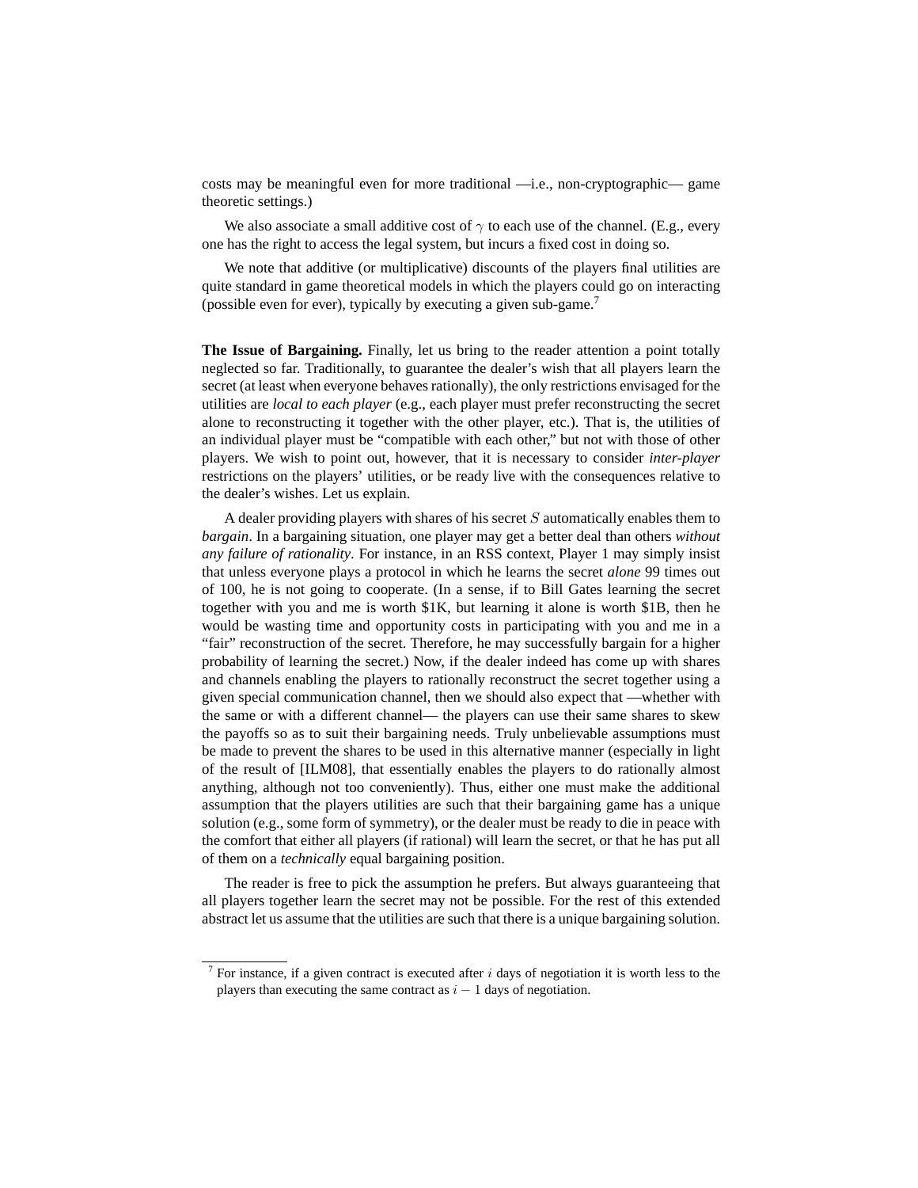costs may be meaningful even for more traditional —i.e., non-cryptographic— game theoretic settings.)

We also associate a small additive cost of $\gamma$ to each use of the channel. (E.g., every one has the right to access the legal system, but incurs a fixed cost in doing so.

We note that additive (or multiplicative) discounts of the players final utilities are quite standard in game theoretical models in which the players could go on interacting (possible even for ever), typically by executing a given sub-game.[7]

**The Issue of Bargaining.** Finally, let us bring to the reader attention a point totally neglected so far. Traditionally, to guarantee the dealer's wish that all players learn the secret (at least when everyone behaves rationally), the only restrictions envisaged for the utilities are *local to each player* (e.g., each player must prefer reconstructing the secret alone to reconstructing it together with the other player, etc.). That is, the utilities of an individual player must be "compatible with each other," but not with those of other players. We wish to point out, however, that it is necessary to consider *inter-player* restrictions on the players' utilities, or be ready live with the consequences relative to the dealer's wishes. Let us explain.

A dealer providing players with shares of his secret $S$ automatically enables them to *bargain*. In a bargaining situation, one player may get a better deal than others *without any failure of rationality*. For instance, in an RSS context, Player 1 may simply insist that unless everyone plays a protocol in which he learns the secret *alone* 99 times out of 100, he is not going to cooperate. (In a sense, if to Bill Gates learning the secret together with you and me is worth $1K, but learning it alone is worth $1B, then he would be wasting time and opportunity costs in participating with you and me in a "fair" reconstruction of the secret. Therefore, he may successfully bargain for a higher probability of learning the secret.) Now, if the dealer indeed has come up with shares and channels enabling the players to rationally reconstruct the secret together using a given special communication channel, then we should also expect that —whether with the same or with a different channel— the players can use their same shares to skew the payoffs so as to suit their bargaining needs. Truly unbelievable assumptions must be made to prevent the shares to be used in this alternative manner (especially in light of the result of [ILM08], that essentially enables the players to do rationally almost anything, although not too conveniently). Thus, either one must make the additional assumption that the players utilities are such that their bargaining game has a unique solution (e.g., some form of symmetry), or the dealer must be ready to die in peace with the comfort that either all players (if rational) will learn the secret, or that he has put all of them on a *technically* equal bargaining position.

The reader is free to pick the assumption he prefers. But always guaranteeing that all players together learn the secret may not be possible. For the rest of this extended abstract let us assume that the utilities are such that there is a unique bargaining solution.

[7] For instance, if a given contract is executed after $i$ days of negotiation it is worth less to the players than executing the same contract as $i - 1$ days of negotiation.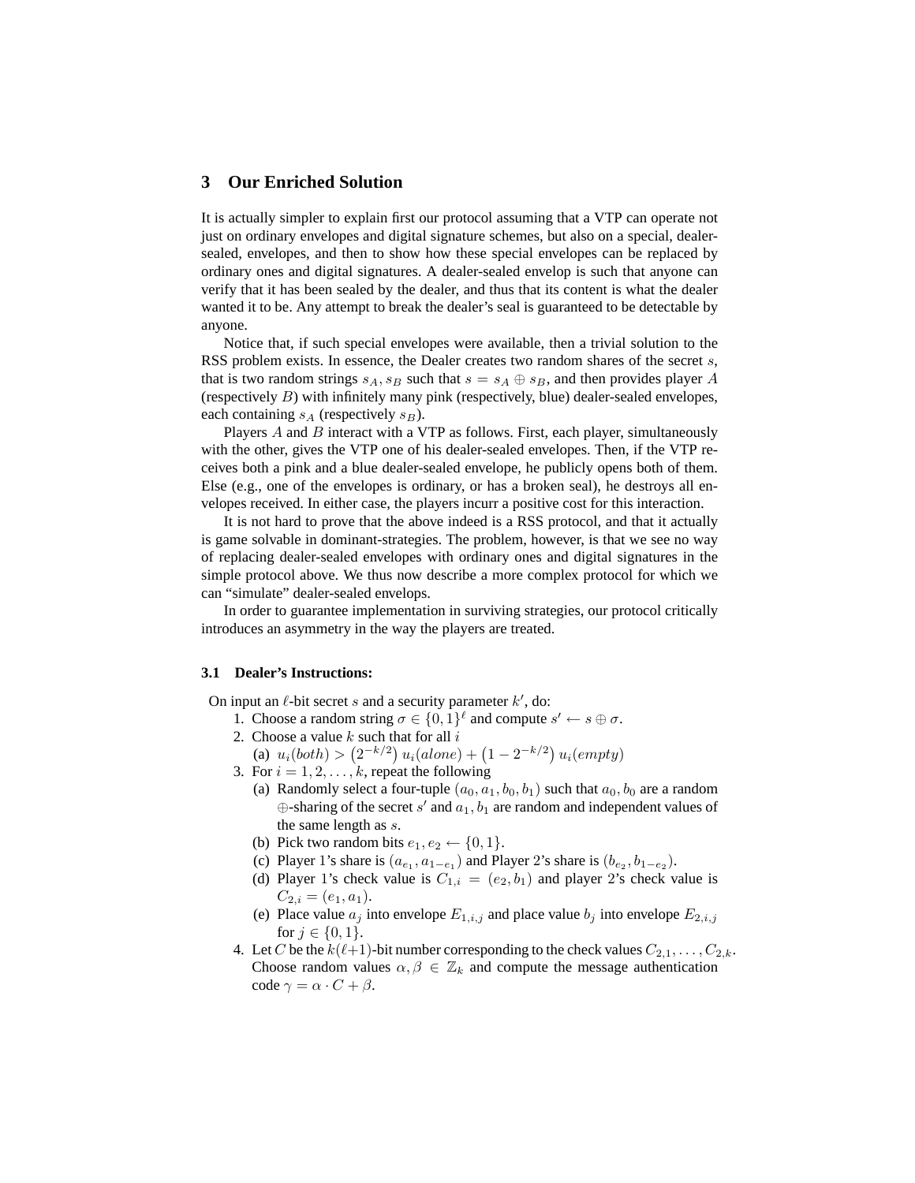## 3 Our Enriched Solution

It is actually simpler to explain first our protocol assuming that a VTP can operate not just on ordinary envelopes and digital signature schemes, but also on a special, dealer-sealed, envelopes, and then to show how these special envelopes can be replaced by ordinary ones and digital signatures. A dealer-sealed envelop is such that anyone can verify that it has been sealed by the dealer, and thus that its content is what the dealer wanted it to be. Any attempt to break the dealer's seal is guaranteed to be detectable by anyone.

Notice that, if such special envelopes were available, then a trivial solution to the RSS problem exists. In essence, the Dealer creates two random shares of the secret $s$, that is two random strings $s_A, s_B$ such that $s = s_A \oplus s_B$, and then provides player $A$ (respectively $B$) with infinitely many pink (respectively, blue) dealer-sealed envelopes, each containing $s_A$ (respectively $s_B$).

Players $A$ and $B$ interact with a VTP as follows. First, each player, simultaneously with the other, gives the VTP one of his dealer-sealed envelopes. Then, if the VTP receives both a pink and a blue dealer-sealed envelope, he publicly opens both of them. Else (e.g., one of the envelopes is ordinary, or has a broken seal), he destroys all envelopes received. In either case, the players incurr a positive cost for this interaction.

It is not hard to prove that the above indeed is a RSS protocol, and that it actually is game solvable in dominant-strategies. The problem, however, is that we see no way of replacing dealer-sealed envelopes with ordinary ones and digital signatures in the simple protocol above. We thus now describe a more complex protocol for which we can "simulate" dealer-sealed envelops.

In order to guarantee implementation in surviving strategies, our protocol critically introduces an asymmetry in the way the players are treated.

### 3.1 Dealer's Instructions:

On input an $\ell$-bit secret $s$ and a security parameter $k'$, do:

1. Choose a random string $\sigma \in \{0,1\}^\ell$ and compute $s' \leftarrow s \oplus \sigma$.
2. Choose a value $k$ such that for all $i$
   (a) $u_i(both) > \left(2^{-k/2}\right) u_i(alone) + \left(1 - 2^{-k/2}\right) u_i(empty)$
3. For $i = 1, 2, \ldots, k$, repeat the following
   (a) Randomly select a four-tuple $(a_0, a_1, b_0, b_1)$ such that $a_0, b_0$ are a random $\oplus$-sharing of the secret $s'$ and $a_1, b_1$ are random and independent values of the same length as $s$.
   (b) Pick two random bits $e_1, e_2 \leftarrow \{0, 1\}$.
   (c) Player 1's share is $(a_{e_1}, a_{1-e_1})$ and Player 2's share is $(b_{e_2}, b_{1-e_2})$.
   (d) Player 1's check value is $C_{1,i} = (e_2, b_1)$ and player 2's check value is $C_{2,i} = (e_1, a_1)$.
   (e) Place value $a_j$ into envelope $E_{1,i,j}$ and place value $b_j$ into envelope $E_{2,i,j}$ for $j \in \{0, 1\}$.
4. Let $C$ be the $k(\ell+1)$-bit number corresponding to the check values $C_{2,1}, \ldots, C_{2,k}$. Choose random values $\alpha, \beta \in \mathbb{Z}_k$ and compute the message authentication code $\gamma = \alpha \cdot C + \beta$.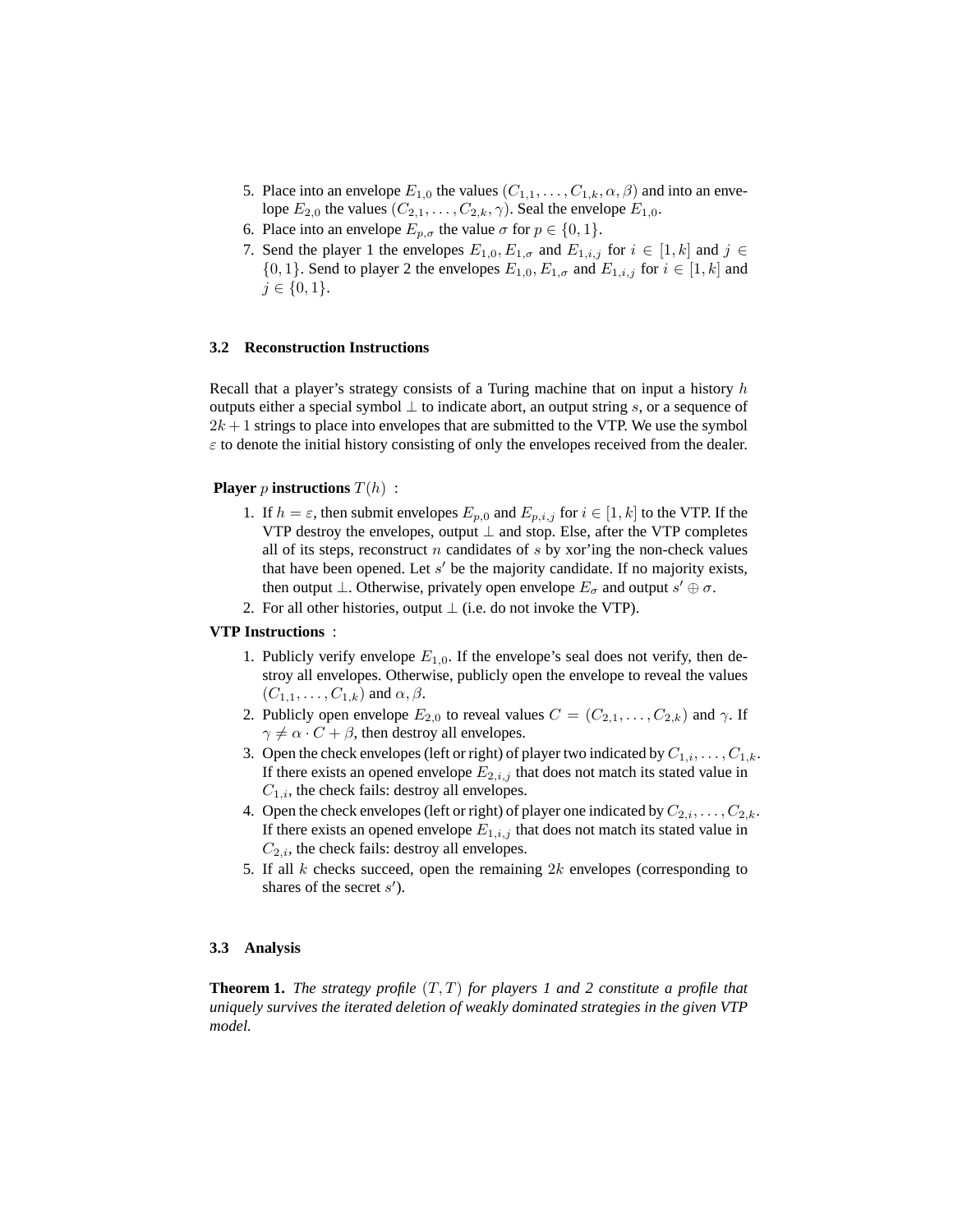5. Place into an envelope $E_{1,0}$ the values $(C_{1,1}, \ldots, C_{1,k}, \alpha, \beta)$ and into an envelope $E_{2,0}$ the values $(C_{2,1}, \ldots, C_{2,k}, \gamma)$. Seal the envelope $E_{1,0}$.
6. Place into an envelope $E_{p,\sigma}$ the value $\sigma$ for $p \in \{0, 1\}$.
7. Send the player 1 the envelopes $E_{1,0}, E_{1,\sigma}$ and $E_{1,i,j}$ for $i \in [1, k]$ and $j \in \{0, 1\}$. Send to player 2 the envelopes $E_{1,0}$, $E_{1,\sigma}$ and $E_{1,i,j}$ for $i \in [1, k]$ and $j \in \{0, 1\}$.

### 3.2 Reconstruction Instructions

Recall that a player's strategy consists of a Turing machine that on input a history $h$ outputs either a special symbol $\perp$ to indicate abort, an output string $s$, or a sequence of $2k + 1$ strings to place into envelopes that are submitted to the VTP. We use the symbol $\varepsilon$ to denote the initial history consisting of only the envelopes received from the dealer.

**Player $p$ instructions $T(h)$** :

1. If $h = \varepsilon$, then submit envelopes $E_{p,0}$ and $E_{p,i,j}$ for $i \in [1, k]$ to the VTP. If the VTP destroy the envelopes, output $\perp$ and stop. Else, after the VTP completes all of its steps, reconstruct $n$ candidates of $s$ by xor'ing the non-check values that have been opened. Let $s'$ be the majority candidate. If no majority exists, then output $\perp$. Otherwise, privately open envelope $E_\sigma$ and output $s' \oplus \sigma$.
2. For all other histories, output $\perp$ (i.e. do not invoke the VTP).

**VTP Instructions** :

1. Publicly verify envelope $E_{1,0}$. If the envelope's seal does not verify, then destroy all envelopes. Otherwise, publicly open the envelope to reveal the values $(C_{1,1}, \ldots, C_{1,k})$ and $\alpha, \beta$.
2. Publicly open envelope $E_{2,0}$ to reveal values $C = (C_{2,1}, \ldots, C_{2,k})$ and $\gamma$. If $\gamma \neq \alpha \cdot C + \beta$, then destroy all envelopes.
3. Open the check envelopes (left or right) of player two indicated by $C_{1,i}, \ldots, C_{1,k}$. If there exists an opened envelope $E_{2,i,j}$ that does not match its stated value in $C_{1,i}$, the check fails: destroy all envelopes.
4. Open the check envelopes (left or right) of player one indicated by $C_{2,i}, \ldots, C_{2,k}$. If there exists an opened envelope $E_{1,i,j}$ that does not match its stated value in $C_{2,i}$, the check fails: destroy all envelopes.
5. If all $k$ checks succeed, open the remaining $2k$ envelopes (corresponding to shares of the secret $s'$).

### 3.3 Analysis

**Theorem 1.** *The strategy profile $(T, T)$ for players 1 and 2 constitute a profile that uniquely survives the iterated deletion of weakly dominated strategies in the given VTP model.*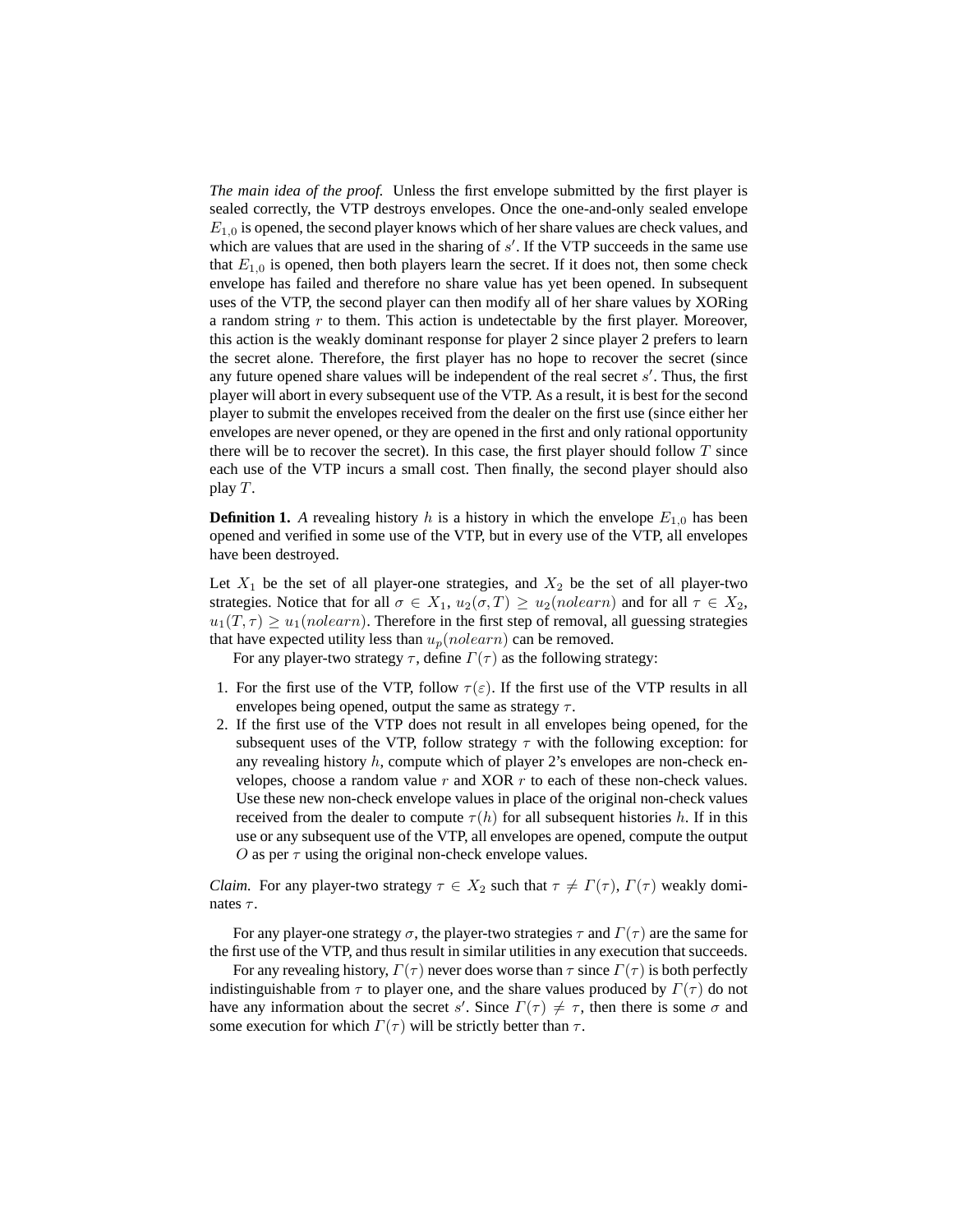*The main idea of the proof.* Unless the first envelope submitted by the first player is sealed correctly, the VTP destroys envelopes. Once the one-and-only sealed envelope $E_{1,0}$ is opened, the second player knows which of her share values are check values, and which are values that are used in the sharing of $s'$. If the VTP succeeds in the same use that $E_{1,0}$ is opened, then both players learn the secret. If it does not, then some check envelope has failed and therefore no share value has yet been opened. In subsequent uses of the VTP, the second player can then modify all of her share values by XORing a random string $r$ to them. This action is undetectable by the first player. Moreover, this action is the weakly dominant response for player 2 since player 2 prefers to learn the secret alone. Therefore, the first player has no hope to recover the secret (since any future opened share values will be independent of the real secret $s'$. Thus, the first player will abort in every subsequent use of the VTP. As a result, it is best for the second player to submit the envelopes received from the dealer on the first use (since either her envelopes are never opened, or they are opened in the first and only rational opportunity there will be to recover the secret). In this case, the first player should follow $T$ since each use of the VTP incurs a small cost. Then finally, the second player should also play $T$.

**Definition 1.** *A* revealing history *$h$ is a history in which the envelope $E_{1,0}$ has been opened and verified in some use of the VTP, but in every use of the VTP, all envelopes have been destroyed.*

Let $X_1$ be the set of all player-one strategies, and $X_2$ be the set of all player-two strategies. Notice that for all $\sigma \in X_1$, $u_2(\sigma, T) \geq u_2(nolearn)$ and for all $\tau \in X_2$, $u_1(T, \tau) \geq u_1(nolearn)$. Therefore in the first step of removal, all guessing strategies that have expected utility less than $u_p(nolearn)$ can be removed.

For any player-two strategy $\tau$, define $\Gamma(\tau)$ as the following strategy:

1. For the first use of the VTP, follow $\tau(\varepsilon)$. If the first use of the VTP results in all envelopes being opened, output the same as strategy $\tau$.
2. If the first use of the VTP does not result in all envelopes being opened, for the subsequent uses of the VTP, follow strategy $\tau$ with the following exception: for any revealing history $h$, compute which of player 2's envelopes are non-check envelopes, choose a random value $r$ and XOR $r$ to each of these non-check values. Use these new non-check envelope values in place of the original non-check values received from the dealer to compute $\tau(h)$ for all subsequent histories $h$. If in this use or any subsequent use of the VTP, all envelopes are opened, compute the output $O$ as per $\tau$ using the original non-check envelope values.

*Claim.* For any player-two strategy $\tau \in X_2$ such that $\tau \neq \Gamma(\tau)$, $\Gamma(\tau)$ weakly dominates $\tau$.

For any player-one strategy $\sigma$, the player-two strategies $\tau$ and $\Gamma(\tau)$ are the same for the first use of the VTP, and thus result in similar utilities in any execution that succeeds.

For any revealing history, $\Gamma(\tau)$ never does worse than $\tau$ since $\Gamma(\tau)$ is both perfectly indistinguishable from $\tau$ to player one, and the share values produced by $\Gamma(\tau)$ do not have any information about the secret $s'$. Since $\Gamma(\tau) \neq \tau$, then there is some $\sigma$ and some execution for which $\Gamma(\tau)$ will be strictly better than $\tau$.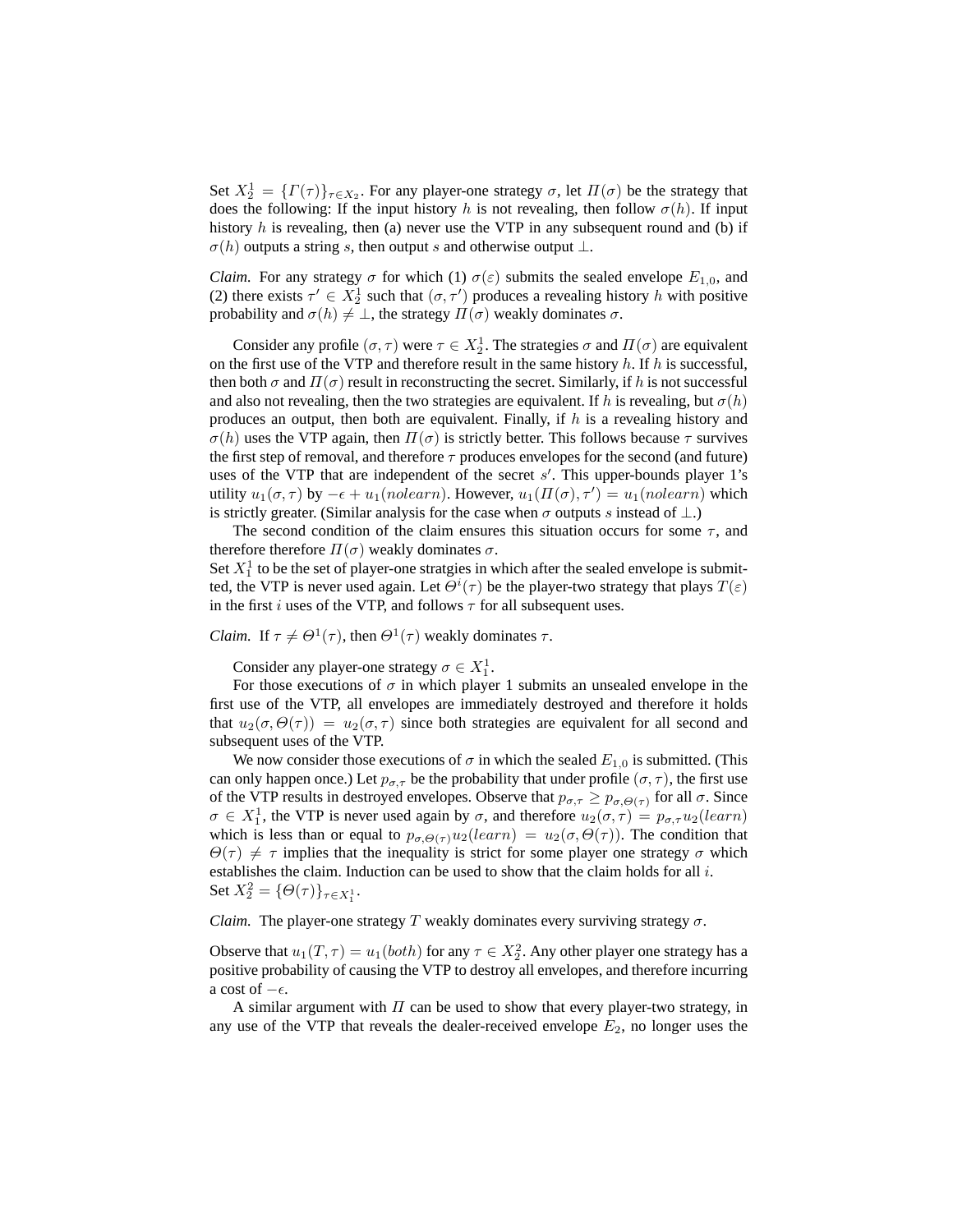Set $X_2^1 = \{\Gamma(\tau)\}_{\tau \in X_2}$. For any player-one strategy $\sigma$, let $\Pi(\sigma)$ be the strategy that does the following: If the input history $h$ is not revealing, then follow $\sigma(h)$. If input history $h$ is revealing, then (a) never use the VTP in any subsequent round and (b) if $\sigma(h)$ outputs a string $s$, then output $s$ and otherwise output $\perp$.

*Claim.* For any strategy $\sigma$ for which (1) $\sigma(\varepsilon)$ submits the sealed envelope $E_{1,0}$, and (2) there exists $\tau' \in X_2^1$ such that $(\sigma, \tau')$ produces a revealing history $h$ with positive probability and $\sigma(h) \neq \perp$, the strategy $\Pi(\sigma)$ weakly dominates $\sigma$.

Consider any profile $(\sigma, \tau)$ were $\tau \in X_2^1$. The strategies $\sigma$ and $\Pi(\sigma)$ are equivalent on the first use of the VTP and therefore result in the same history $h$. If $h$ is successful, then both $\sigma$ and $\Pi(\sigma)$ result in reconstructing the secret. Similarly, if $h$ is not successful and also not revealing, then the two strategies are equivalent. If $h$ is revealing, but $\sigma(h)$ produces an output, then both are equivalent. Finally, if $h$ is a revealing history and $\sigma(h)$ uses the VTP again, then $\Pi(\sigma)$ is strictly better. This follows because $\tau$ survives the first step of removal, and therefore $\tau$ produces envelopes for the second (and future) uses of the VTP that are independent of the secret $s'$. This upper-bounds player 1's utility $u_1(\sigma, \tau)$ by $-\epsilon + u_1(nolearn)$. However, $u_1(\Pi(\sigma), \tau') = u_1(nolearn)$ which is strictly greater. (Similar analysis for the case when $\sigma$ outputs $s$ instead of $\perp$.)

The second condition of the claim ensures this situation occurs for some $\tau$, and therefore therefore $\Pi(\sigma)$ weakly dominates $\sigma$.

Set $X_1^1$ to be the set of player-one stratgies in which after the sealed envelope is submitted, the VTP is never used again. Let $\Theta^i(\tau)$ be the player-two strategy that plays $T(\varepsilon)$ in the first $i$ uses of the VTP, and follows $\tau$ for all subsequent uses.

*Claim.* If $\tau \neq \Theta^1(\tau)$, then $\Theta^1(\tau)$ weakly dominates $\tau$.

Consider any player-one strategy $\sigma \in X_1^1$.

For those executions of $\sigma$ in which player 1 submits an unsealed envelope in the first use of the VTP, all envelopes are immediately destroyed and therefore it holds that $u_2(\sigma, \Theta(\tau)) = u_2(\sigma, \tau)$ since both strategies are equivalent for all second and subsequent uses of the VTP.

We now consider those executions of $\sigma$ in which the sealed $E_{1,0}$ is submitted. (This can only happen once.) Let $p_{\sigma,\tau}$ be the probability that under profile $(\sigma, \tau)$, the first use of the VTP results in destroyed envelopes. Observe that $p_{\sigma,\tau} \geq p_{\sigma,\Theta(\tau)}$ for all $\sigma$. Since $\sigma \in X_1^1$, the VTP is never used again by $\sigma$, and therefore $u_2(\sigma, \tau) = p_{\sigma,\tau} u_2(learn)$ which is less than or equal to $p_{\sigma,\Theta(\tau)} u_2(learn) = u_2(\sigma, \Theta(\tau))$. The condition that $\Theta(\tau) \neq \tau$ implies that the inequality is strict for some player one strategy $\sigma$ which establishes the claim. Induction can be used to show that the claim holds for all $i$.

Set $X_2^2 = \{\Theta(\tau)\}_{\tau \in X_1^1}$.

*Claim.* The player-one strategy $T$ weakly dominates every surviving strategy $\sigma$.

Observe that $u_1(T, \tau) = u_1(both)$ for any $\tau \in X_2^2$. Any other player one strategy has a positive probability of causing the VTP to destroy all envelopes, and therefore incurring a cost of $-\epsilon$.

A similar argument with $\Pi$ can be used to show that every player-two strategy, in any use of the VTP that reveals the dealer-received envelope $E_2$, no longer uses the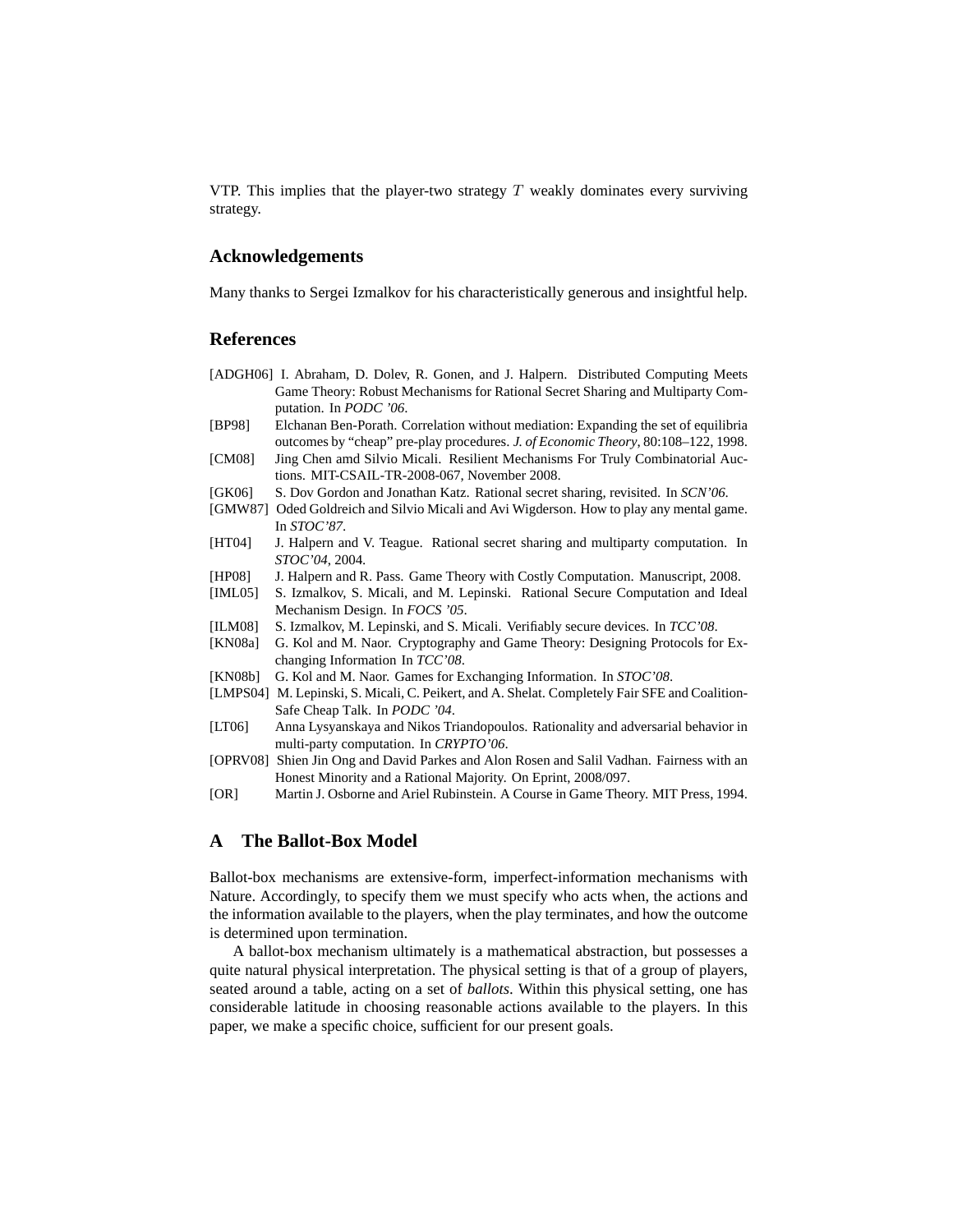VTP. This implies that the player-two strategy $T$ weakly dominates every surviving strategy.

## Acknowledgements

Many thanks to Sergei Izmalkov for his characteristically generous and insightful help.

## References

[ADGH06] I. Abraham, D. Dolev, R. Gonen, and J. Halpern. Distributed Computing Meets Game Theory: Robust Mechanisms for Rational Secret Sharing and Multiparty Computation. In *PODC '06*.

[BP98] Elchanan Ben-Porath. Correlation without mediation: Expanding the set of equilibria outcomes by "cheap" pre-play procedures. *J. of Economic Theory*, 80:108–122, 1998.

[CM08] Jing Chen amd Silvio Micali. Resilient Mechanisms For Truly Combinatorial Auctions. MIT-CSAIL-TR-2008-067, November 2008.

[GK06] S. Dov Gordon and Jonathan Katz. Rational secret sharing, revisited. In *SCN'06*.

[GMW87] Oded Goldreich and Silvio Micali and Avi Wigderson. How to play any mental game. In *STOC'87*.

[HT04] J. Halpern and V. Teague. Rational secret sharing and multiparty computation. In *STOC'04*, 2004.

[HP08] J. Halpern and R. Pass. Game Theory with Costly Computation. Manuscript, 2008.

[IML05] S. Izmalkov, S. Micali, and M. Lepinski. Rational Secure Computation and Ideal Mechanism Design. In *FOCS '05*.

[ILM08] S. Izmalkov, M. Lepinski, and S. Micali. Verifiably secure devices. In *TCC'08*.

[KN08a] G. Kol and M. Naor. Cryptography and Game Theory: Designing Protocols for Exchanging Information In *TCC'08*.

[KN08b] G. Kol and M. Naor. Games for Exchanging Information. In *STOC'08*.

[LMPS04] M. Lepinski, S. Micali, C. Peikert, and A. Shelat. Completely Fair SFE and Coalition-Safe Cheap Talk. In *PODC '04*.

[LT06] Anna Lysyanskaya and Nikos Triandopoulos. Rationality and adversarial behavior in multi-party computation. In *CRYPTO'06*.

[OPRV08] Shien Jin Ong and David Parkes and Alon Rosen and Salil Vadhan. Fairness with an Honest Minority and a Rational Majority. On Eprint, 2008/097.

[OR] Martin J. Osborne and Ariel Rubinstein. A Course in Game Theory. MIT Press, 1994.

## A The Ballot-Box Model

Ballot-box mechanisms are extensive-form, imperfect-information mechanisms with Nature. Accordingly, to specify them we must specify who acts when, the actions and the information available to the players, when the play terminates, and how the outcome is determined upon termination.

A ballot-box mechanism ultimately is a mathematical abstraction, but possesses a quite natural physical interpretation. The physical setting is that of a group of players, seated around a table, acting on a set of *ballots*. Within this physical setting, one has considerable latitude in choosing reasonable actions available to the players. In this paper, we make a specific choice, sufficient for our present goals.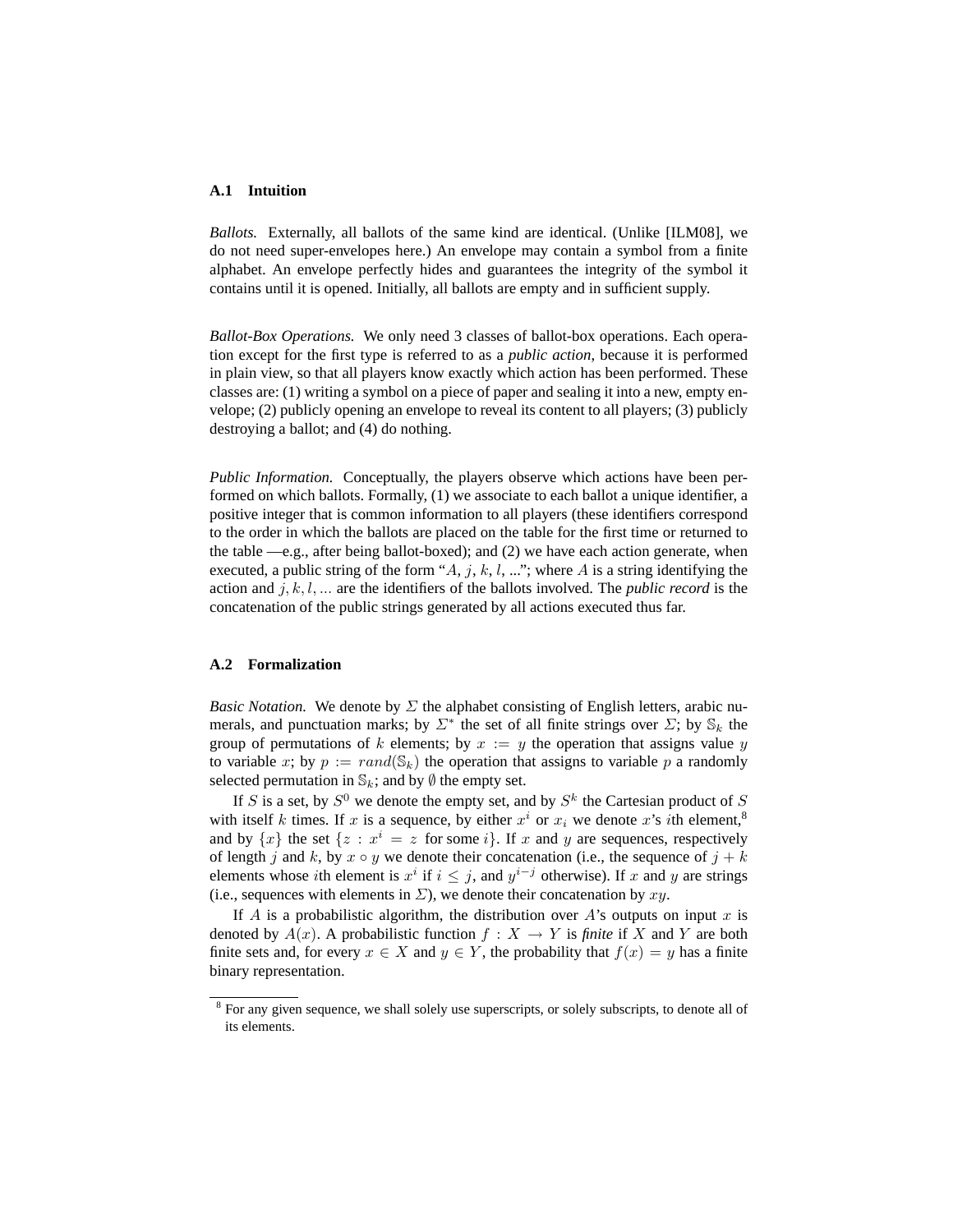### A.1 Intuition

*Ballots.* Externally, all ballots of the same kind are identical. (Unlike [ILM08], we do not need super-envelopes here.) An envelope may contain a symbol from a finite alphabet. An envelope perfectly hides and guarantees the integrity of the symbol it contains until it is opened. Initially, all ballots are empty and in sufficient supply.

*Ballot-Box Operations.* We only need 3 classes of ballot-box operations. Each operation except for the first type is referred to as a *public action*, because it is performed in plain view, so that all players know exactly which action has been performed. These classes are: (1) writing a symbol on a piece of paper and sealing it into a new, empty envelope; (2) publicly opening an envelope to reveal its content to all players; (3) publicly destroying a ballot; and (4) do nothing.

*Public Information.* Conceptually, the players observe which actions have been performed on which ballots. Formally, (1) we associate to each ballot a unique identifier, a positive integer that is common information to all players (these identifiers correspond to the order in which the ballots are placed on the table for the first time or returned to the table —e.g., after being ballot-boxed); and (2) we have each action generate, when executed, a public string of the form "$A$, $j$, $k$, $l$, ..."; where $A$ is a string identifying the action and $j, k, l, ...$ are the identifiers of the ballots involved. The *public record* is the concatenation of the public strings generated by all actions executed thus far.

### A.2 Formalization

*Basic Notation.* We denote by $\Sigma$ the alphabet consisting of English letters, arabic numerals, and punctuation marks; by $\Sigma^*$ the set of all finite strings over $\Sigma$; by $\mathbb{S}_k$ the group of permutations of $k$ elements; by $x := y$ the operation that assigns value $y$ to variable $x$; by $p := rand(\mathbb{S}_k)$ the operation that assigns to variable $p$ a randomly selected permutation in $\mathbb{S}_k$; and by $\emptyset$ the empty set.

If $S$ is a set, by $S^0$ we denote the empty set, and by $S^k$ the Cartesian product of $S$ with itself $k$ times. If $x$ is a sequence, by either $x^i$ or $x_i$ we denote $x$'s $i$th element,[8] and by $\{x\}$ the set $\{z : x^i = z \text{ for some } i\}$. If $x$ and $y$ are sequences, respectively of length $j$ and $k$, by $x \circ y$ we denote their concatenation (i.e., the sequence of $j + k$ elements whose $i$th element is $x^i$ if $i \leq j$, and $y^{i-j}$ otherwise). If $x$ and $y$ are strings (i.e., sequences with elements in $\Sigma$), we denote their concatenation by $xy$.

If $A$ is a probabilistic algorithm, the distribution over $A$'s outputs on input $x$ is denoted by $A(x)$. A probabilistic function $f : X \to Y$ is *finite* if $X$ and $Y$ are both finite sets and, for every $x \in X$ and $y \in Y$, the probability that $f(x) = y$ has a finite binary representation.

[8] For any given sequence, we shall solely use superscripts, or solely subscripts, to denote all of its elements.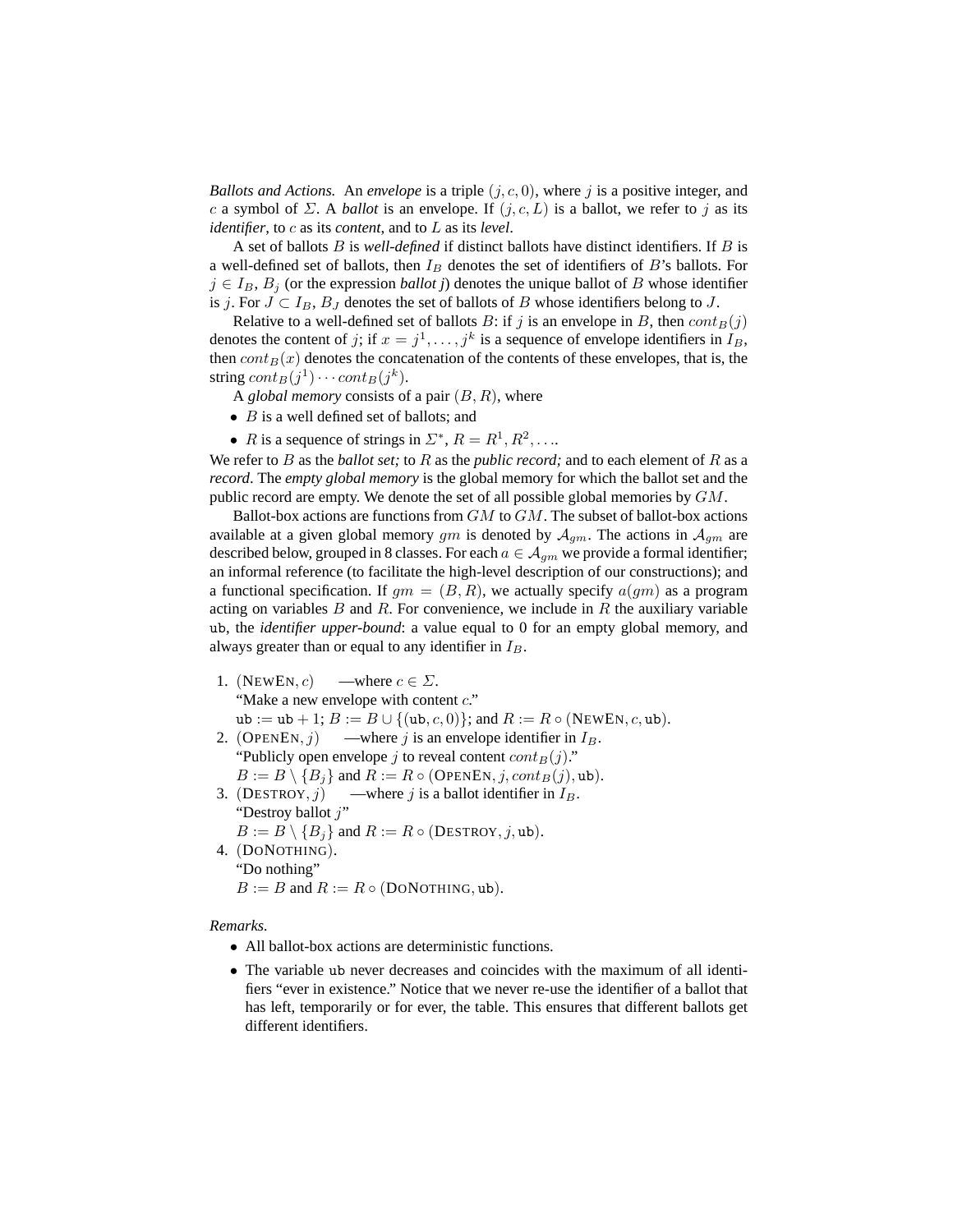*Ballots and Actions.* An *envelope* is a triple $(j, c, 0)$, where $j$ is a positive integer, and $c$ a symbol of $\Sigma$. A *ballot* is an envelope. If $(j, c, L)$ is a ballot, we refer to $j$ as its *identifier*, to $c$ as its *content*, and to $L$ as its *level*.

A set of ballots $B$ is *well-defined* if distinct ballots have distinct identifiers. If $B$ is a well-defined set of ballots, then $I_B$ denotes the set of identifiers of $B$'s ballots. For $j \in I_B$, $B_j$ (or the expression *ballot j*) denotes the unique ballot of $B$ whose identifier is $j$. For $J \subset I_B$, $B_J$ denotes the set of ballots of $B$ whose identifiers belong to $J$.

Relative to a well-defined set of ballots $B$: if $j$ is an envelope in $B$, then $cont_B(j)$ denotes the content of $j$; if $x = j^1, \ldots, j^k$ is a sequence of envelope identifiers in $I_B$, then $cont_B(x)$ denotes the concatenation of the contents of these envelopes, that is, the string $cont_B(j^1) \cdots cont_B(j^k)$.

A *global memory* consists of a pair $(B, R)$, where

- $B$ is a well defined set of ballots; and
- $R$ is a sequence of strings in $\Sigma^*$, $R = R^1, R^2, \ldots$.

We refer to $B$ as the *ballot set;* to $R$ as the *public record;* and to each element of $R$ as a *record*. The *empty global memory* is the global memory for which the ballot set and the public record are empty. We denote the set of all possible global memories by $GM$.

Ballot-box actions are functions from $GM$ to $GM$. The subset of ballot-box actions available at a given global memory $gm$ is denoted by $\mathcal{A}_{gm}$. The actions in $\mathcal{A}_{gm}$ are described below, grouped in 8 classes. For each $a \in \mathcal{A}_{gm}$ we provide a formal identifier; an informal reference (to facilitate the high-level description of our constructions); and a functional specification. If $gm = (B, R)$, we actually specify $a(gm)$ as a program acting on variables $B$ and $R$. For convenience, we include in $R$ the auxiliary variable ub, the *identifier upper-bound*: a value equal to 0 for an empty global memory, and always greater than or equal to any identifier in $I_B$.

1. $(\text{NewEn}, c)$ —where $c \in \Sigma$.
   "Make a new envelope with content $c$."
   $\texttt{ub} := \texttt{ub} + 1$; $B := B \cup \{(\texttt{ub}, c, 0)\}$; and $R := R \circ (\text{NewEn}, c, \texttt{ub})$.
2. $(\text{OpenEn}, j)$ —where $j$ is an envelope identifier in $I_B$.
   "Publicly open envelope $j$ to reveal content $cont_B(j)$."
   $B := B \setminus \{B_j\}$ and $R := R \circ (\text{OpenEn}, j, cont_B(j), \texttt{ub})$.
3. $(\text{Destroy}, j)$ —where $j$ is a ballot identifier in $I_B$.
   "Destroy ballot $j$"
   $B := B \setminus \{B_j\}$ and $R := R \circ (\text{Destroy}, j, \texttt{ub})$.
4. $(\text{DoNothing})$.
   "Do nothing"
   $B := B$ and $R := R \circ (\text{DoNothing}, \texttt{ub})$.

*Remarks.*

- All ballot-box actions are deterministic functions.
- The variable ub never decreases and coincides with the maximum of all identifiers "ever in existence." Notice that we never re-use the identifier of a ballot that has left, temporarily or for ever, the table. This ensures that different ballots get different identifiers.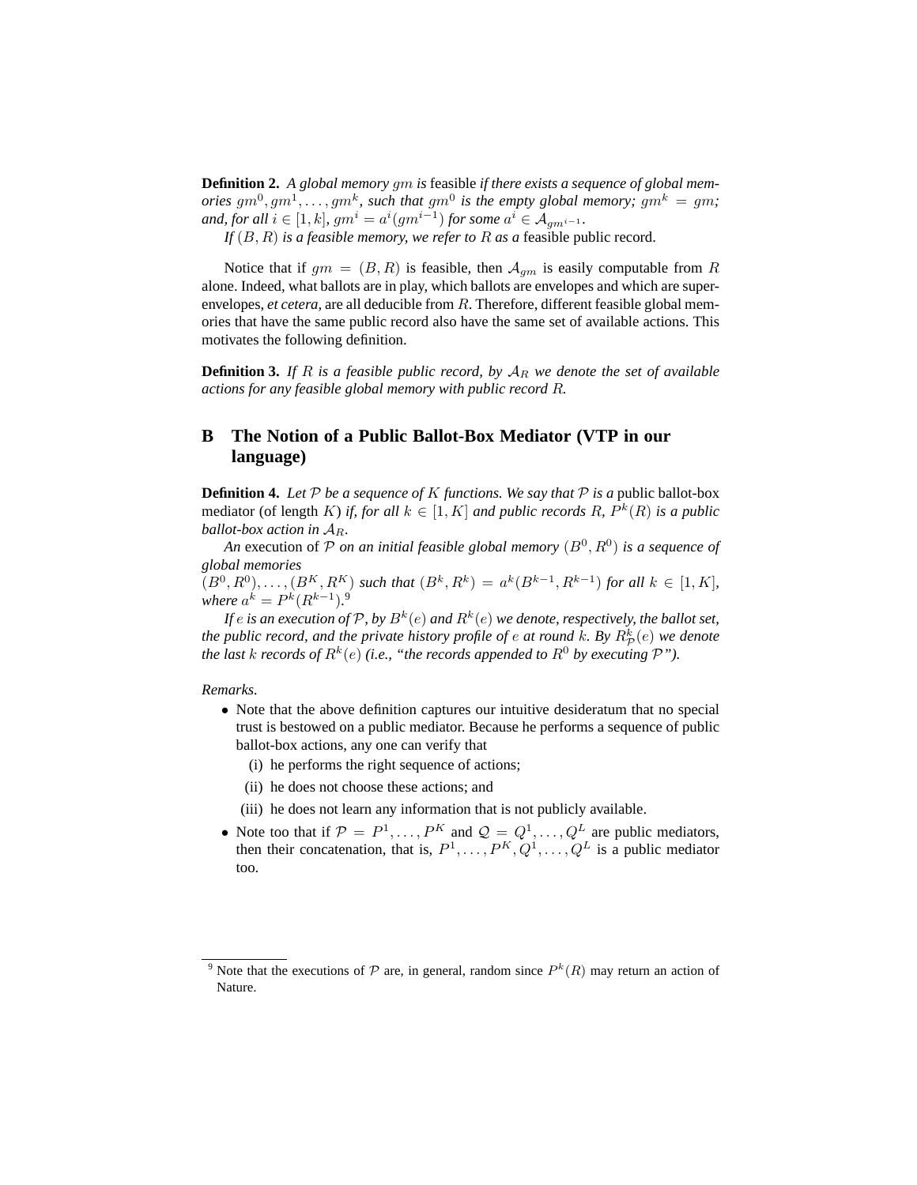**Definition 2.** *A global memory $gm$ is* feasible *if there exists a sequence of global memories $gm^0, gm^1, \ldots, gm^k$, such that $gm^0$ is the empty global memory; $gm^k = gm$; and, for all $i \in [1, k]$, $gm^i = a^i(gm^{i-1})$ for some $a^i \in \mathcal{A}_{gm^{i-1}}$.*

*If $(B, R)$ is a feasible memory, we refer to $R$ as a* feasible public record.

Notice that if $gm = (B, R)$ is feasible, then $\mathcal{A}_{gm}$ is easily computable from $R$ alone. Indeed, what ballots are in play, which ballots are envelopes and which are super-envelopes, *et cetera*, are all deducible from $R$. Therefore, different feasible global memories that have the same public record also have the same set of available actions. This motivates the following definition.

**Definition 3.** *If $R$ is a feasible public record, by $\mathcal{A}_R$ we denote the set of available actions for any feasible global memory with public record $R$.*

## B The Notion of a Public Ballot-Box Mediator (VTP in our language)

**Definition 4.** *Let $\mathcal{P}$ be a sequence of $K$ functions. We say that $\mathcal{P}$ is a* public ballot-box mediator (of length $K$) *if, for all $k \in [1, K]$ and public records $R$, $P^k(R)$ is a public ballot-box action in $\mathcal{A}_R$.*

*An* execution of $\mathcal{P}$ *on an initial feasible global memory $(B^0, R^0)$ is a sequence of global memories $(B^0, R^0), \ldots, (B^K, R^K)$ such that $(B^k, R^k) = a^k(B^{k-1}, R^{k-1})$ for all $k \in [1, K]$, where $a^k = P^k(R^{k-1})$.*[9]

*If $e$ is an execution of $\mathcal{P}$, by $B^k(e)$ and $R^k(e)$ we denote, respectively, the ballot set, the public record, and the private history profile of $e$ at round $k$. By $R^k_{\mathcal{P}}(e)$ we denote the last $k$ records of $R^k(e)$ (i.e., "the records appended to $R^0$ by executing $\mathcal{P}$").*

*Remarks.*

- Note that the above definition captures our intuitive desideratum that no special trust is bestowed on a public mediator. Because he performs a sequence of public ballot-box actions, any one can verify that
  - (i) he performs the right sequence of actions;
  - (ii) he does not choose these actions; and
  - (iii) he does not learn any information that is not publicly available.
- Note too that if $\mathcal{P} = P^1, \ldots, P^K$ and $\mathcal{Q} = Q^1, \ldots, Q^L$ are public mediators, then their concatenation, that is, $P^1, \ldots, P^K, Q^1, \ldots, Q^L$ is a public mediator too.

---

[9] Note that the executions of $\mathcal{P}$ are, in general, random since $P^k(R)$ may return an action of Nature.